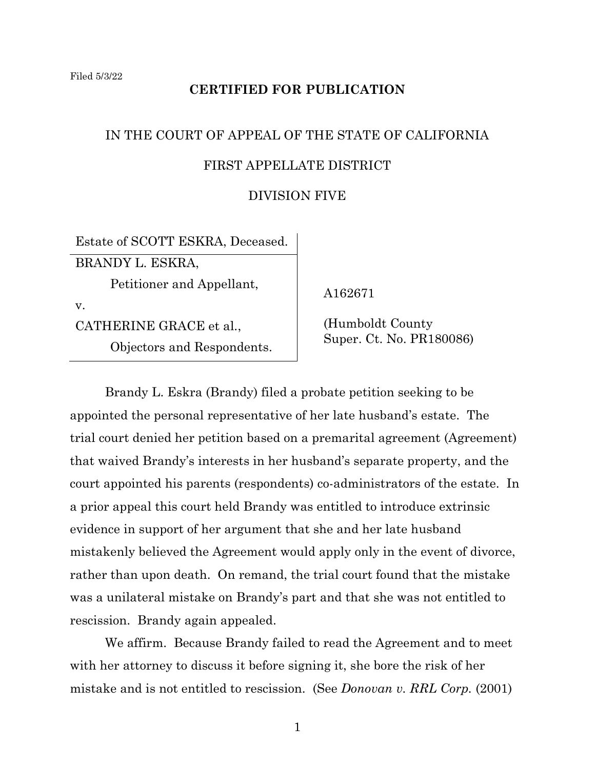Filed 5/3/22

**CERTIFIED FOR PUBLICATION**

IN THE COURT OF APPEAL OF THE STATE OF CALIFORNIA

FIRST APPELLATE DISTRICT

DIVISION FIVE

| | |
|---|---|
| Estate of SCOTT ESKRA, Deceased. | |
| BRANDY L. ESKRA, Petitioner and Appellant, v. CATHERINE GRACE et al., Objectors and Respondents. | A162671 (Humboldt County Super. Ct. No. PR180086) |

Brandy L. Eskra (Brandy) filed a probate petition seeking to be appointed the personal representative of her late husband's estate. The trial court denied her petition based on a premarital agreement (Agreement) that waived Brandy's interests in her husband's separate property, and the court appointed his parents (respondents) co-administrators of the estate. In a prior appeal this court held Brandy was entitled to introduce extrinsic evidence in support of her argument that she and her late husband mistakenly believed the Agreement would apply only in the event of divorce, rather than upon death. On remand, the trial court found that the mistake was a unilateral mistake on Brandy's part and that she was not entitled to rescission. Brandy again appealed.

We affirm. Because Brandy failed to read the Agreement and to meet with her attorney to discuss it before signing it, she bore the risk of her mistake and is not entitled to rescission. (See *Donovan v. RRL Corp.* (2001)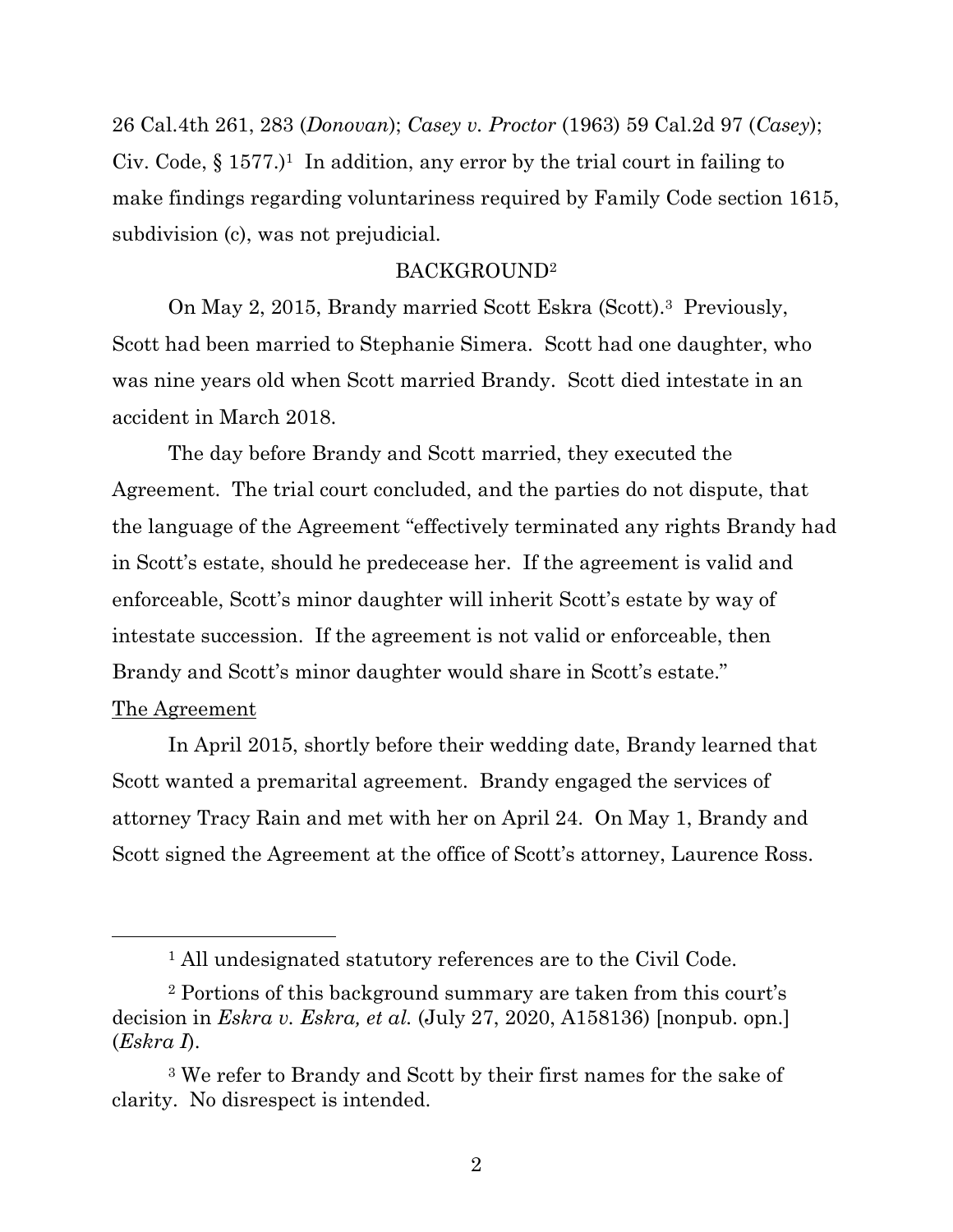26 Cal.4th 261, 283 (*Donovan*); *Casey v. Proctor* (1963) 59 Cal.2d 97 (*Casey*); Civ. Code, § 1577.)[1] In addition, any error by the trial court in failing to make findings regarding voluntariness required by Family Code section 1615, subdivision (c), was not prejudicial.

BACKGROUND[2]

On May 2, 2015, Brandy married Scott Eskra (Scott).[3] Previously, Scott had been married to Stephanie Simera. Scott had one daughter, who was nine years old when Scott married Brandy. Scott died intestate in an accident in March 2018.

The day before Brandy and Scott married, they executed the Agreement. The trial court concluded, and the parties do not dispute, that the language of the Agreement "effectively terminated any rights Brandy had in Scott's estate, should he predecease her. If the agreement is valid and enforceable, Scott's minor daughter will inherit Scott's estate by way of intestate succession. If the agreement is not valid or enforceable, then Brandy and Scott's minor daughter would share in Scott's estate."

<u>The Agreement</u>

In April 2015, shortly before their wedding date, Brandy learned that Scott wanted a premarital agreement. Brandy engaged the services of attorney Tracy Rain and met with her on April 24. On May 1, Brandy and Scott signed the Agreement at the office of Scott's attorney, Laurence Ross.

---

[1] All undesignated statutory references are to the Civil Code.

[2] Portions of this background summary are taken from this court's decision in *Eskra v. Eskra, et al.* (July 27, 2020, A158136) [nonpub. opn.] (*Eskra I*).

[3] We refer to Brandy and Scott by their first names for the sake of clarity. No disrespect is intended.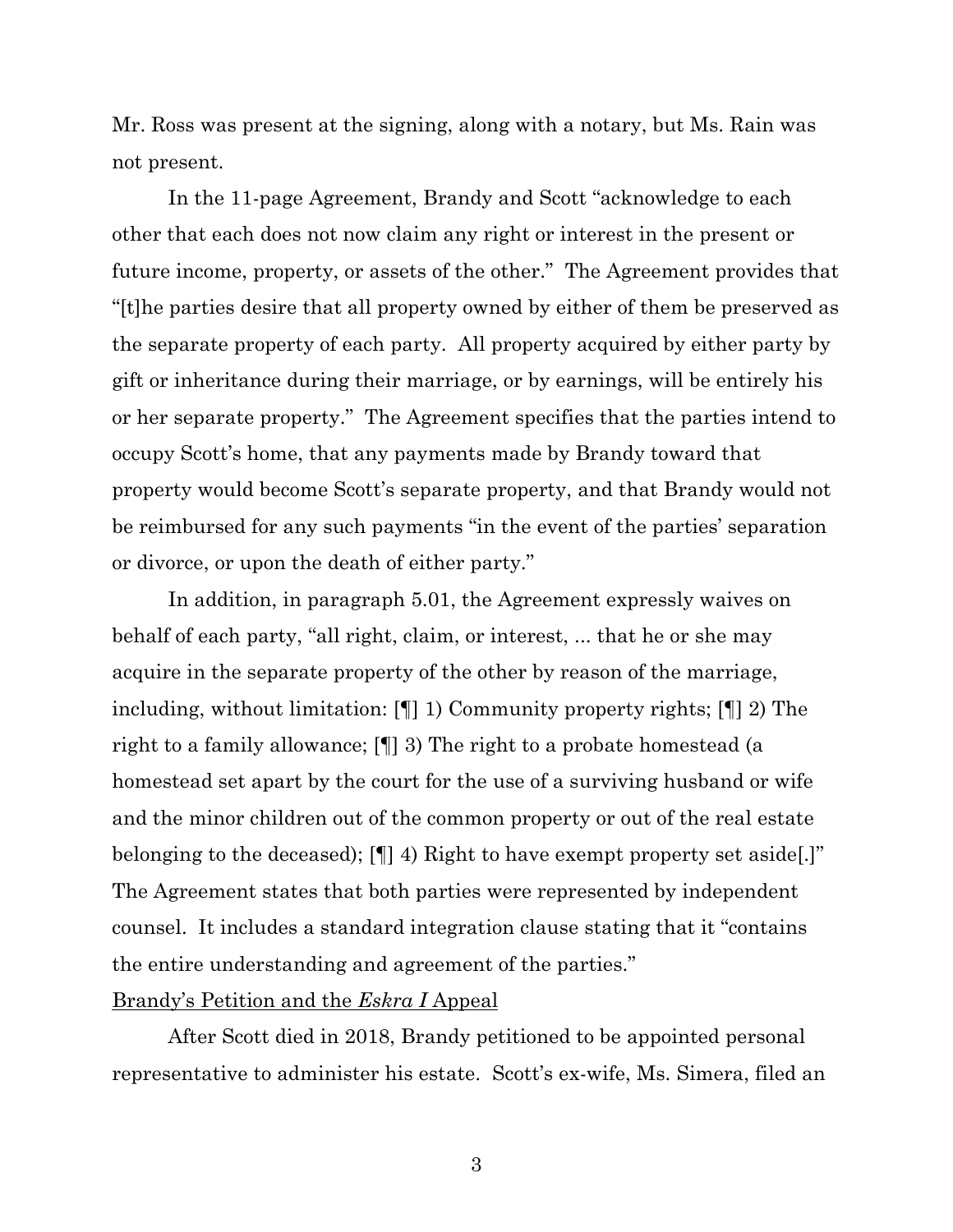Mr. Ross was present at the signing, along with a notary, but Ms. Rain was not present.

In the 11-page Agreement, Brandy and Scott "acknowledge to each other that each does not now claim any right or interest in the present or future income, property, or assets of the other." The Agreement provides that "[t]he parties desire that all property owned by either of them be preserved as the separate property of each party. All property acquired by either party by gift or inheritance during their marriage, or by earnings, will be entirely his or her separate property." The Agreement specifies that the parties intend to occupy Scott's home, that any payments made by Brandy toward that property would become Scott's separate property, and that Brandy would not be reimbursed for any such payments "in the event of the parties' separation or divorce, or upon the death of either party."

In addition, in paragraph 5.01, the Agreement expressly waives on behalf of each party, "all right, claim, or interest, ... that he or she may acquire in the separate property of the other by reason of the marriage, including, without limitation: [¶] 1) Community property rights; [¶] 2) The right to a family allowance; [¶] 3) The right to a probate homestead (a homestead set apart by the court for the use of a surviving husband or wife and the minor children out of the common property or out of the real estate belonging to the deceased); [¶] 4) Right to have exempt property set aside[.]" The Agreement states that both parties were represented by independent counsel. It includes a standard integration clause stating that it "contains the entire understanding and agreement of the parties."

<u>Brandy's Petition and the *Eskra I* Appeal</u>

After Scott died in 2018, Brandy petitioned to be appointed personal representative to administer his estate. Scott's ex-wife, Ms. Simera, filed an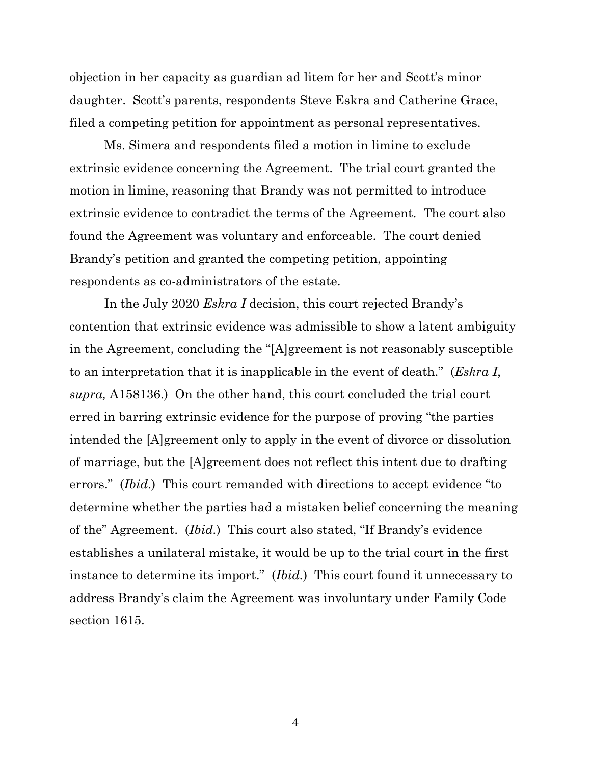objection in her capacity as guardian ad litem for her and Scott's minor daughter. Scott's parents, respondents Steve Eskra and Catherine Grace, filed a competing petition for appointment as personal representatives.

Ms. Simera and respondents filed a motion in limine to exclude extrinsic evidence concerning the Agreement. The trial court granted the motion in limine, reasoning that Brandy was not permitted to introduce extrinsic evidence to contradict the terms of the Agreement. The court also found the Agreement was voluntary and enforceable. The court denied Brandy's petition and granted the competing petition, appointing respondents as co-administrators of the estate.

In the July 2020 *Eskra I* decision, this court rejected Brandy's contention that extrinsic evidence was admissible to show a latent ambiguity in the Agreement, concluding the "[A]greement is not reasonably susceptible to an interpretation that it is inapplicable in the event of death." (*Eskra I*, *supra,* A158136.) On the other hand, this court concluded the trial court erred in barring extrinsic evidence for the purpose of proving "the parties intended the [A]greement only to apply in the event of divorce or dissolution of marriage, but the [A]greement does not reflect this intent due to drafting errors." (*Ibid.*) This court remanded with directions to accept evidence "to determine whether the parties had a mistaken belief concerning the meaning of the" Agreement. (*Ibid.*) This court also stated, "If Brandy's evidence establishes a unilateral mistake, it would be up to the trial court in the first instance to determine its import." (*Ibid.*) This court found it unnecessary to address Brandy's claim the Agreement was involuntary under Family Code section 1615.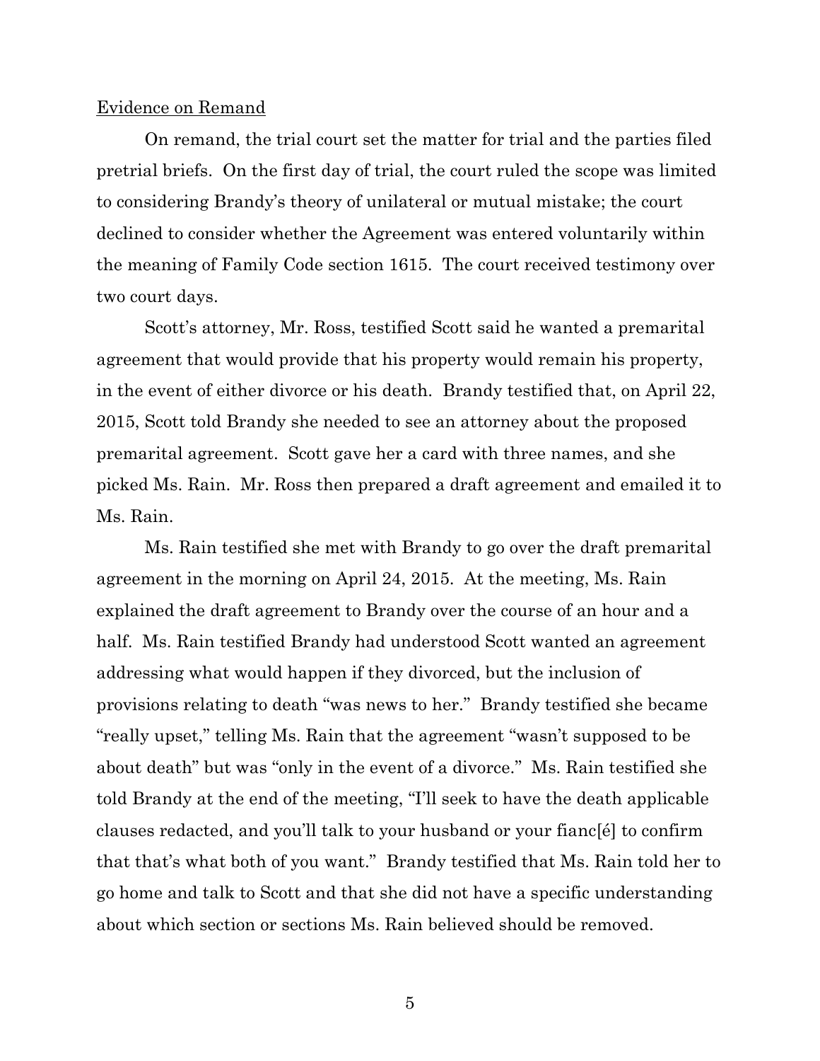Evidence on Remand

On remand, the trial court set the matter for trial and the parties filed pretrial briefs. On the first day of trial, the court ruled the scope was limited to considering Brandy's theory of unilateral or mutual mistake; the court declined to consider whether the Agreement was entered voluntarily within the meaning of Family Code section 1615. The court received testimony over two court days.

Scott's attorney, Mr. Ross, testified Scott said he wanted a premarital agreement that would provide that his property would remain his property, in the event of either divorce or his death. Brandy testified that, on April 22, 2015, Scott told Brandy she needed to see an attorney about the proposed premarital agreement. Scott gave her a card with three names, and she picked Ms. Rain. Mr. Ross then prepared a draft agreement and emailed it to Ms. Rain.

Ms. Rain testified she met with Brandy to go over the draft premarital agreement in the morning on April 24, 2015. At the meeting, Ms. Rain explained the draft agreement to Brandy over the course of an hour and a half. Ms. Rain testified Brandy had understood Scott wanted an agreement addressing what would happen if they divorced, but the inclusion of provisions relating to death "was news to her." Brandy testified she became "really upset," telling Ms. Rain that the agreement "wasn't supposed to be about death" but was "only in the event of a divorce." Ms. Rain testified she told Brandy at the end of the meeting, "I'll seek to have the death applicable clauses redacted, and you'll talk to your husband or your fianc[é] to confirm that that's what both of you want." Brandy testified that Ms. Rain told her to go home and talk to Scott and that she did not have a specific understanding about which section or sections Ms. Rain believed should be removed.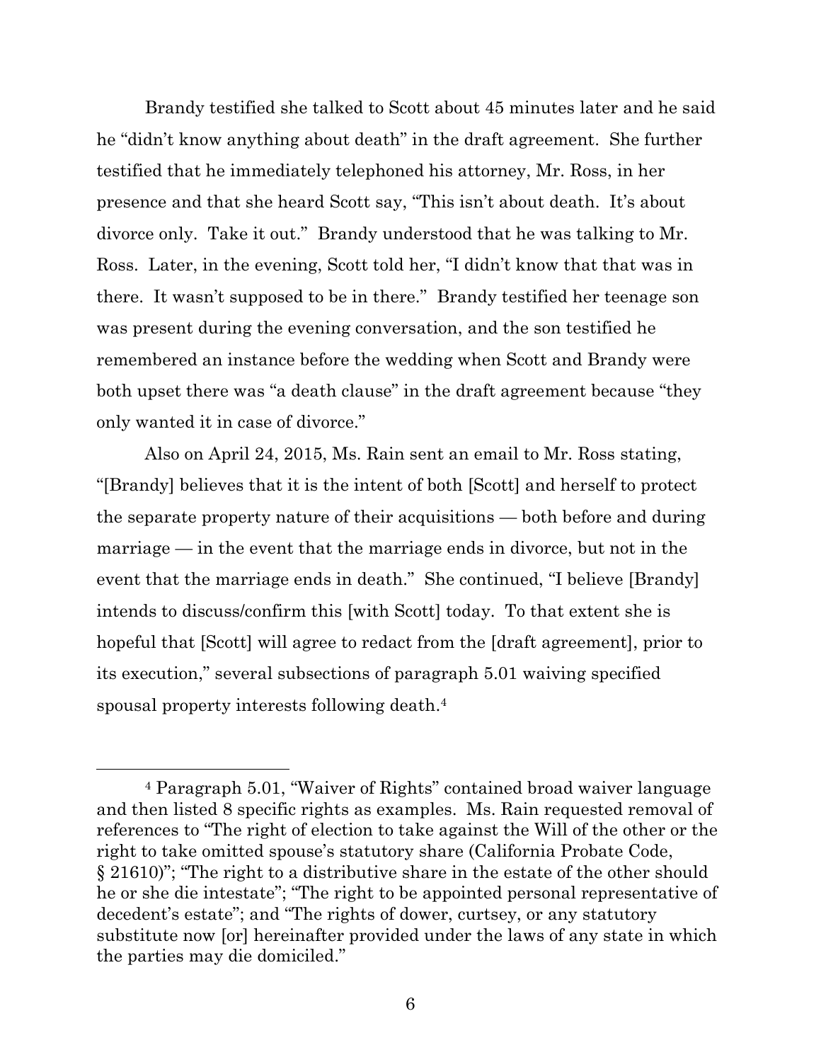Brandy testified she talked to Scott about 45 minutes later and he said he "didn't know anything about death" in the draft agreement. She further testified that he immediately telephoned his attorney, Mr. Ross, in her presence and that she heard Scott say, "This isn't about death. It's about divorce only. Take it out." Brandy understood that he was talking to Mr. Ross. Later, in the evening, Scott told her, "I didn't know that that was in there. It wasn't supposed to be in there." Brandy testified her teenage son was present during the evening conversation, and the son testified he remembered an instance before the wedding when Scott and Brandy were both upset there was "a death clause" in the draft agreement because "they only wanted it in case of divorce."

Also on April 24, 2015, Ms. Rain sent an email to Mr. Ross stating, "[Brandy] believes that it is the intent of both [Scott] and herself to protect the separate property nature of their acquisitions — both before and during marriage — in the event that the marriage ends in divorce, but not in the event that the marriage ends in death." She continued, "I believe [Brandy] intends to discuss/confirm this [with Scott] today. To that extent she is hopeful that [Scott] will agree to redact from the [draft agreement], prior to its execution," several subsections of paragraph 5.01 waiving specified spousal property interests following death.[4]

---

[4] Paragraph 5.01, "Waiver of Rights" contained broad waiver language and then listed 8 specific rights as examples. Ms. Rain requested removal of references to "The right of election to take against the Will of the other or the right to take omitted spouse's statutory share (California Probate Code, § 21610)"; "The right to a distributive share in the estate of the other should he or she die intestate"; "The right to be appointed personal representative of decedent's estate"; and "The rights of dower, curtsey, or any statutory substitute now [or] hereinafter provided under the laws of any state in which the parties may die domiciled."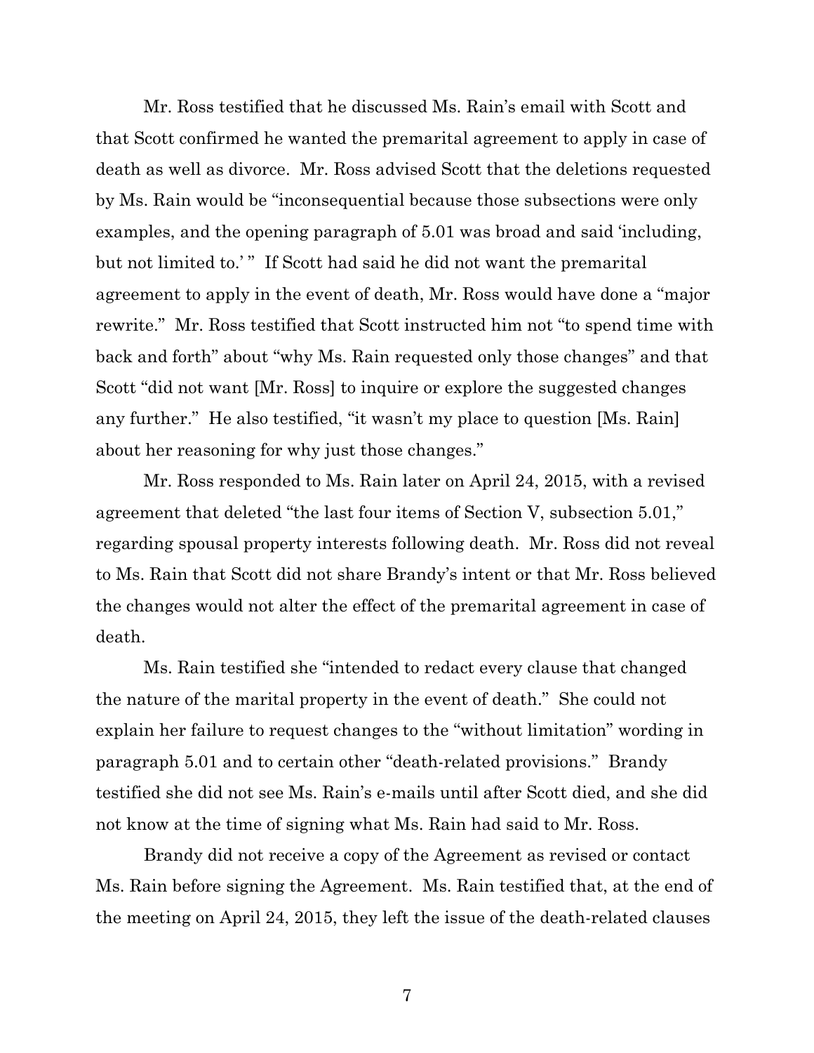Mr. Ross testified that he discussed Ms. Rain's email with Scott and that Scott confirmed he wanted the premarital agreement to apply in case of death as well as divorce. Mr. Ross advised Scott that the deletions requested by Ms. Rain would be "inconsequential because those subsections were only examples, and the opening paragraph of 5.01 was broad and said 'including, but not limited to.' " If Scott had said he did not want the premarital agreement to apply in the event of death, Mr. Ross would have done a "major rewrite." Mr. Ross testified that Scott instructed him not "to spend time with back and forth" about "why Ms. Rain requested only those changes" and that Scott "did not want [Mr. Ross] to inquire or explore the suggested changes any further." He also testified, "it wasn't my place to question [Ms. Rain] about her reasoning for why just those changes."

Mr. Ross responded to Ms. Rain later on April 24, 2015, with a revised agreement that deleted "the last four items of Section V, subsection 5.01," regarding spousal property interests following death. Mr. Ross did not reveal to Ms. Rain that Scott did not share Brandy's intent or that Mr. Ross believed the changes would not alter the effect of the premarital agreement in case of death.

Ms. Rain testified she "intended to redact every clause that changed the nature of the marital property in the event of death." She could not explain her failure to request changes to the "without limitation" wording in paragraph 5.01 and to certain other "death-related provisions." Brandy testified she did not see Ms. Rain's e-mails until after Scott died, and she did not know at the time of signing what Ms. Rain had said to Mr. Ross.

Brandy did not receive a copy of the Agreement as revised or contact Ms. Rain before signing the Agreement. Ms. Rain testified that, at the end of the meeting on April 24, 2015, they left the issue of the death-related clauses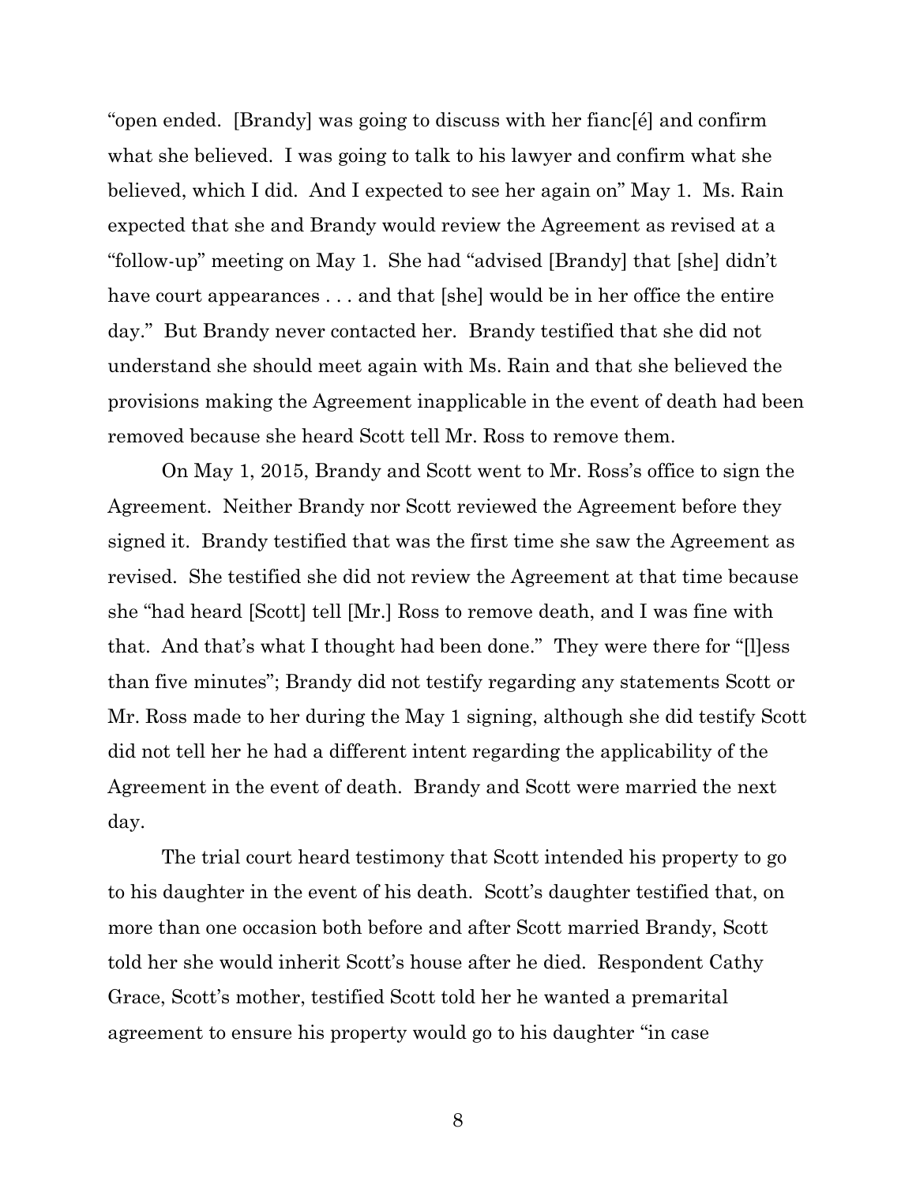"open ended. [Brandy] was going to discuss with her fianc[é] and confirm what she believed. I was going to talk to his lawyer and confirm what she believed, which I did. And I expected to see her again on" May 1. Ms. Rain expected that she and Brandy would review the Agreement as revised at a "follow-up" meeting on May 1. She had "advised [Brandy] that [she] didn't have court appearances . . . and that [she] would be in her office the entire day." But Brandy never contacted her. Brandy testified that she did not understand she should meet again with Ms. Rain and that she believed the provisions making the Agreement inapplicable in the event of death had been removed because she heard Scott tell Mr. Ross to remove them.

On May 1, 2015, Brandy and Scott went to Mr. Ross's office to sign the Agreement. Neither Brandy nor Scott reviewed the Agreement before they signed it. Brandy testified that was the first time she saw the Agreement as revised. She testified she did not review the Agreement at that time because she "had heard [Scott] tell [Mr.] Ross to remove death, and I was fine with that. And that's what I thought had been done." They were there for "[l]ess than five minutes"; Brandy did not testify regarding any statements Scott or Mr. Ross made to her during the May 1 signing, although she did testify Scott did not tell her he had a different intent regarding the applicability of the Agreement in the event of death. Brandy and Scott were married the next day.

The trial court heard testimony that Scott intended his property to go to his daughter in the event of his death. Scott's daughter testified that, on more than one occasion both before and after Scott married Brandy, Scott told her she would inherit Scott's house after he died. Respondent Cathy Grace, Scott's mother, testified Scott told her he wanted a premarital agreement to ensure his property would go to his daughter "in case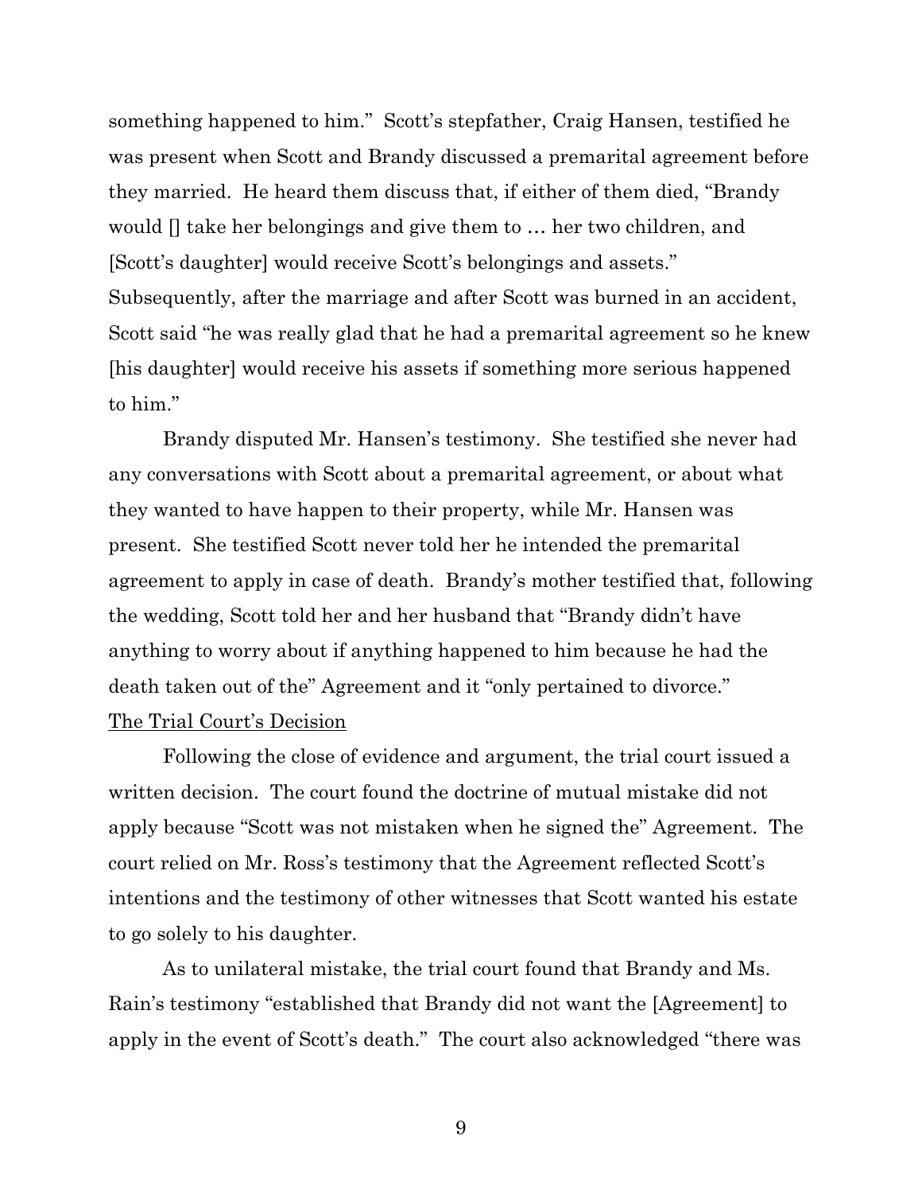something happened to him." Scott's stepfather, Craig Hansen, testified he was present when Scott and Brandy discussed a premarital agreement before they married. He heard them discuss that, if either of them died, "Brandy would [] take her belongings and give them to … her two children, and [Scott's daughter] would receive Scott's belongings and assets." Subsequently, after the marriage and after Scott was burned in an accident, Scott said "he was really glad that he had a premarital agreement so he knew [his daughter] would receive his assets if something more serious happened to him."

Brandy disputed Mr. Hansen's testimony. She testified she never had any conversations with Scott about a premarital agreement, or about what they wanted to have happen to their property, while Mr. Hansen was present. She testified Scott never told her he intended the premarital agreement to apply in case of death. Brandy's mother testified that, following the wedding, Scott told her and her husband that "Brandy didn't have anything to worry about if anything happened to him because he had the death taken out of the" Agreement and it "only pertained to divorce."

<u>The Trial Court's Decision</u>

Following the close of evidence and argument, the trial court issued a written decision. The court found the doctrine of mutual mistake did not apply because "Scott was not mistaken when he signed the" Agreement. The court relied on Mr. Ross's testimony that the Agreement reflected Scott's intentions and the testimony of other witnesses that Scott wanted his estate to go solely to his daughter.

As to unilateral mistake, the trial court found that Brandy and Ms. Rain's testimony "established that Brandy did not want the [Agreement] to apply in the event of Scott's death." The court also acknowledged "there was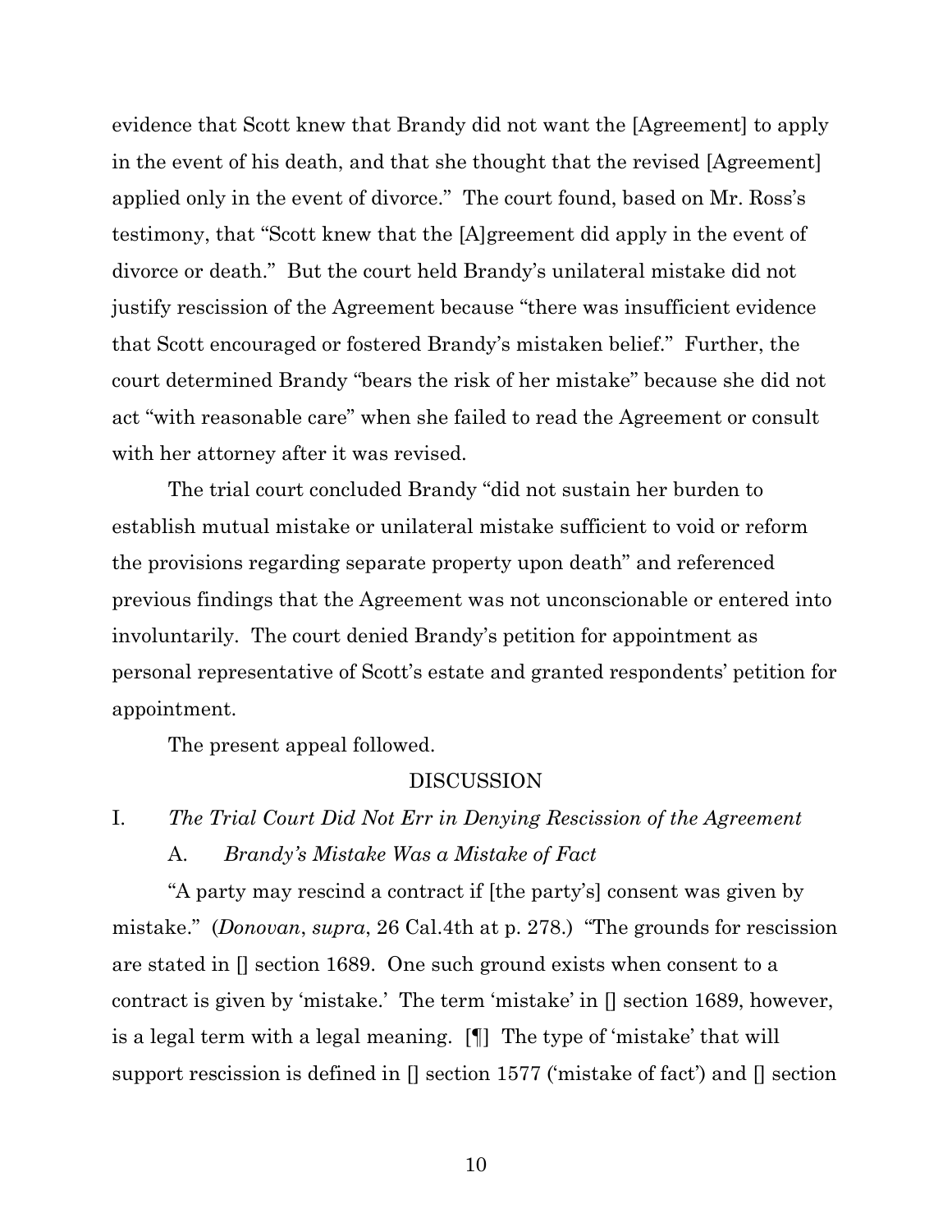evidence that Scott knew that Brandy did not want the [Agreement] to apply in the event of his death, and that she thought that the revised [Agreement] applied only in the event of divorce." The court found, based on Mr. Ross's testimony, that "Scott knew that the [A]greement did apply in the event of divorce or death." But the court held Brandy's unilateral mistake did not justify rescission of the Agreement because "there was insufficient evidence that Scott encouraged or fostered Brandy's mistaken belief." Further, the court determined Brandy "bears the risk of her mistake" because she did not act "with reasonable care" when she failed to read the Agreement or consult with her attorney after it was revised.

The trial court concluded Brandy "did not sustain her burden to establish mutual mistake or unilateral mistake sufficient to void or reform the provisions regarding separate property upon death" and referenced previous findings that the Agreement was not unconscionable or entered into involuntarily. The court denied Brandy's petition for appointment as personal representative of Scott's estate and granted respondents' petition for appointment.

The present appeal followed.

DISCUSSION

I. *The Trial Court Did Not Err in Denying Rescission of the Agreement*

A. *Brandy's Mistake Was a Mistake of Fact*

"A party may rescind a contract if [the party's] consent was given by mistake." (*Donovan*, *supra*, 26 Cal.4th at p. 278.) "The grounds for rescission are stated in [] section 1689. One such ground exists when consent to a contract is given by 'mistake.' The term 'mistake' in [] section 1689, however, is a legal term with a legal meaning. [¶] The type of 'mistake' that will support rescission is defined in [] section 1577 ('mistake of fact') and [] section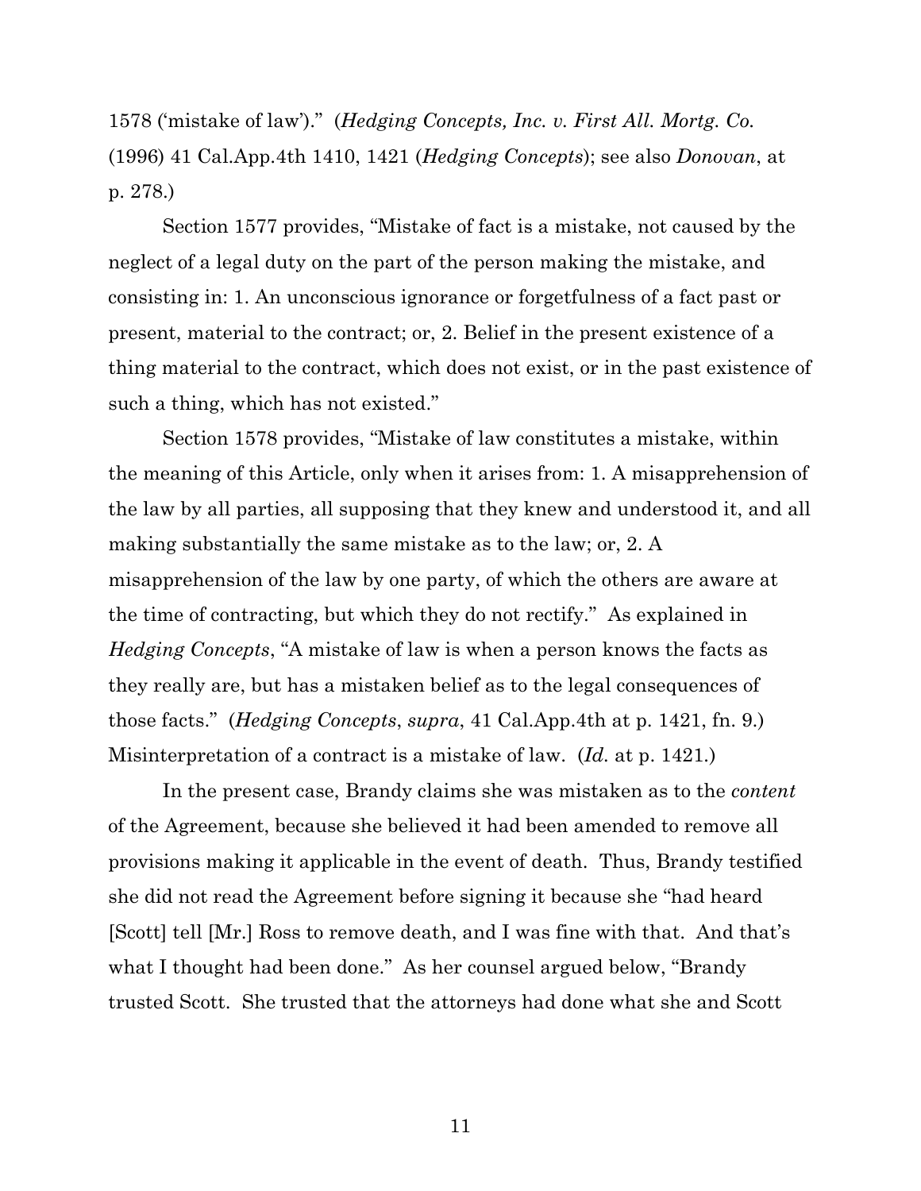1578 ('mistake of law')." (*Hedging Concepts, Inc. v. First All. Mortg. Co.* (1996) 41 Cal.App.4th 1410, 1421 (*Hedging Concepts*); see also *Donovan*, at p. 278.)

Section 1577 provides, "Mistake of fact is a mistake, not caused by the neglect of a legal duty on the part of the person making the mistake, and consisting in: 1. An unconscious ignorance or forgetfulness of a fact past or present, material to the contract; or, 2. Belief in the present existence of a thing material to the contract, which does not exist, or in the past existence of such a thing, which has not existed."

Section 1578 provides, "Mistake of law constitutes a mistake, within the meaning of this Article, only when it arises from: 1. A misapprehension of the law by all parties, all supposing that they knew and understood it, and all making substantially the same mistake as to the law; or, 2. A misapprehension of the law by one party, of which the others are aware at the time of contracting, but which they do not rectify." As explained in *Hedging Concepts*, "A mistake of law is when a person knows the facts as they really are, but has a mistaken belief as to the legal consequences of those facts." (*Hedging Concepts*, *supra*, 41 Cal.App.4th at p. 1421, fn. 9.) Misinterpretation of a contract is a mistake of law. (*Id.* at p. 1421.)

In the present case, Brandy claims she was mistaken as to the *content* of the Agreement, because she believed it had been amended to remove all provisions making it applicable in the event of death. Thus, Brandy testified she did not read the Agreement before signing it because she "had heard [Scott] tell [Mr.] Ross to remove death, and I was fine with that. And that's what I thought had been done." As her counsel argued below, "Brandy trusted Scott. She trusted that the attorneys had done what she and Scott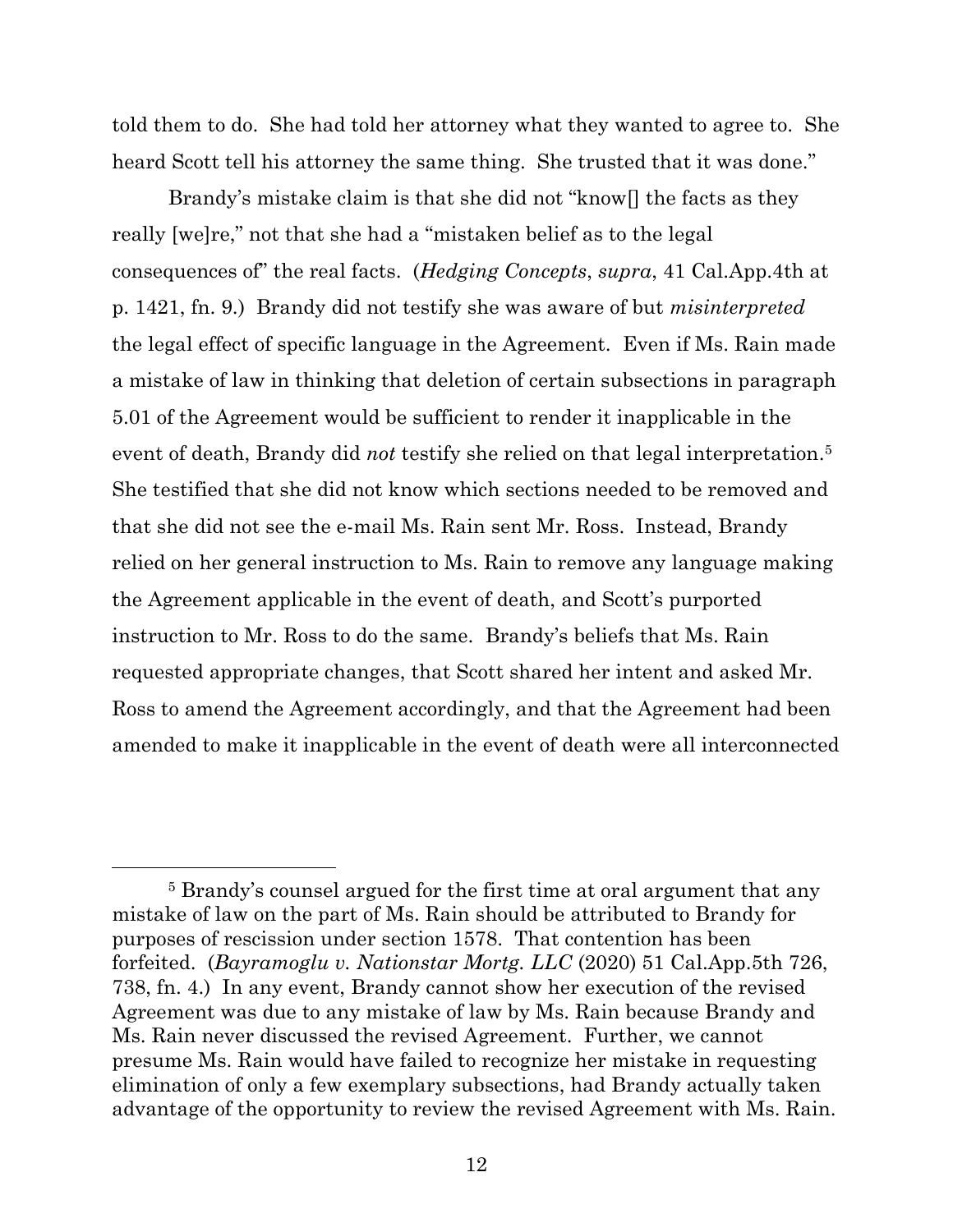told them to do. She had told her attorney what they wanted to agree to. She heard Scott tell his attorney the same thing. She trusted that it was done."

Brandy's mistake claim is that she did not "know[] the facts as they really [we]re," not that she had a "mistaken belief as to the legal consequences of" the real facts. (*Hedging Concepts*, *supra*, 41 Cal.App.4th at p. 1421, fn. 9.) Brandy did not testify she was aware of but *misinterpreted* the legal effect of specific language in the Agreement. Even if Ms. Rain made a mistake of law in thinking that deletion of certain subsections in paragraph 5.01 of the Agreement would be sufficient to render it inapplicable in the event of death, Brandy did *not* testify she relied on that legal interpretation.[5] She testified that she did not know which sections needed to be removed and that she did not see the e-mail Ms. Rain sent Mr. Ross. Instead, Brandy relied on her general instruction to Ms. Rain to remove any language making the Agreement applicable in the event of death, and Scott's purported instruction to Mr. Ross to do the same. Brandy's beliefs that Ms. Rain requested appropriate changes, that Scott shared her intent and asked Mr. Ross to amend the Agreement accordingly, and that the Agreement had been amended to make it inapplicable in the event of death were all interconnected

---

[5] Brandy's counsel argued for the first time at oral argument that any mistake of law on the part of Ms. Rain should be attributed to Brandy for purposes of rescission under section 1578. That contention has been forfeited. (*Bayramoglu v. Nationstar Mortg. LLC* (2020) 51 Cal.App.5th 726, 738, fn. 4.) In any event, Brandy cannot show her execution of the revised Agreement was due to any mistake of law by Ms. Rain because Brandy and Ms. Rain never discussed the revised Agreement. Further, we cannot presume Ms. Rain would have failed to recognize her mistake in requesting elimination of only a few exemplary subsections, had Brandy actually taken advantage of the opportunity to review the revised Agreement with Ms. Rain.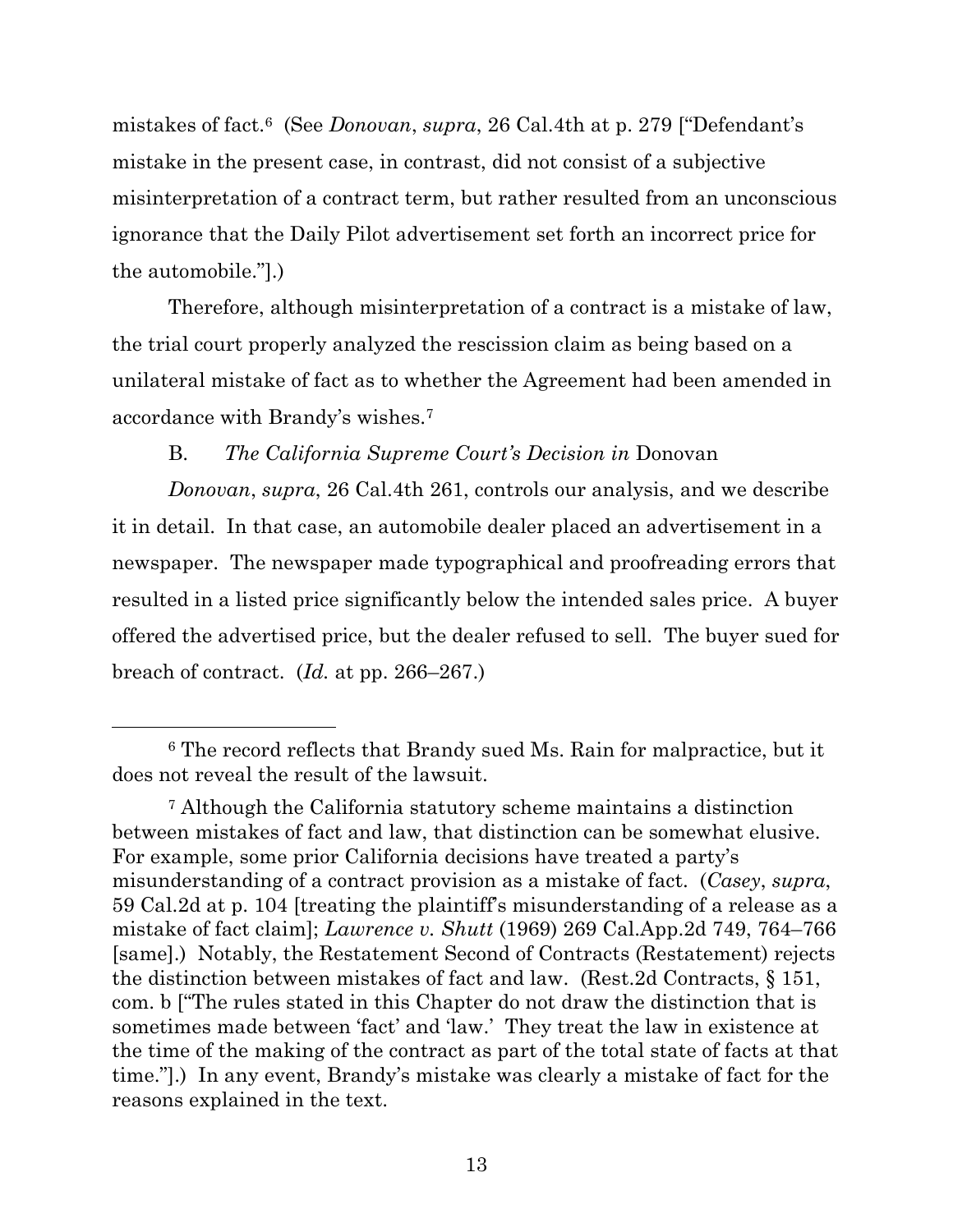mistakes of fact.[6] (See *Donovan*, *supra*, 26 Cal.4th at p. 279 ["Defendant's mistake in the present case, in contrast, did not consist of a subjective misinterpretation of a contract term, but rather resulted from an unconscious ignorance that the Daily Pilot advertisement set forth an incorrect price for the automobile."].)

Therefore, although misinterpretation of a contract is a mistake of law, the trial court properly analyzed the rescission claim as being based on a unilateral mistake of fact as to whether the Agreement had been amended in accordance with Brandy's wishes.[7]

B. *The California Supreme Court's Decision in* Donovan

*Donovan*, *supra*, 26 Cal.4th 261, controls our analysis, and we describe it in detail. In that case, an automobile dealer placed an advertisement in a newspaper. The newspaper made typographical and proofreading errors that resulted in a listed price significantly below the intended sales price. A buyer offered the advertised price, but the dealer refused to sell. The buyer sued for breach of contract. (*Id.* at pp. 266–267.)

---

[6] The record reflects that Brandy sued Ms. Rain for malpractice, but it does not reveal the result of the lawsuit.

[7] Although the California statutory scheme maintains a distinction between mistakes of fact and law, that distinction can be somewhat elusive. For example, some prior California decisions have treated a party's misunderstanding of a contract provision as a mistake of fact. (*Casey*, *supra*, 59 Cal.2d at p. 104 [treating the plaintiff's misunderstanding of a release as a mistake of fact claim]; *Lawrence v. Shutt* (1969) 269 Cal.App.2d 749, 764–766 [same].) Notably, the Restatement Second of Contracts (Restatement) rejects the distinction between mistakes of fact and law. (Rest.2d Contracts, § 151, com. b ["The rules stated in this Chapter do not draw the distinction that is sometimes made between 'fact' and 'law.' They treat the law in existence at the time of the making of the contract as part of the total state of facts at that time."].) In any event, Brandy's mistake was clearly a mistake of fact for the reasons explained in the text.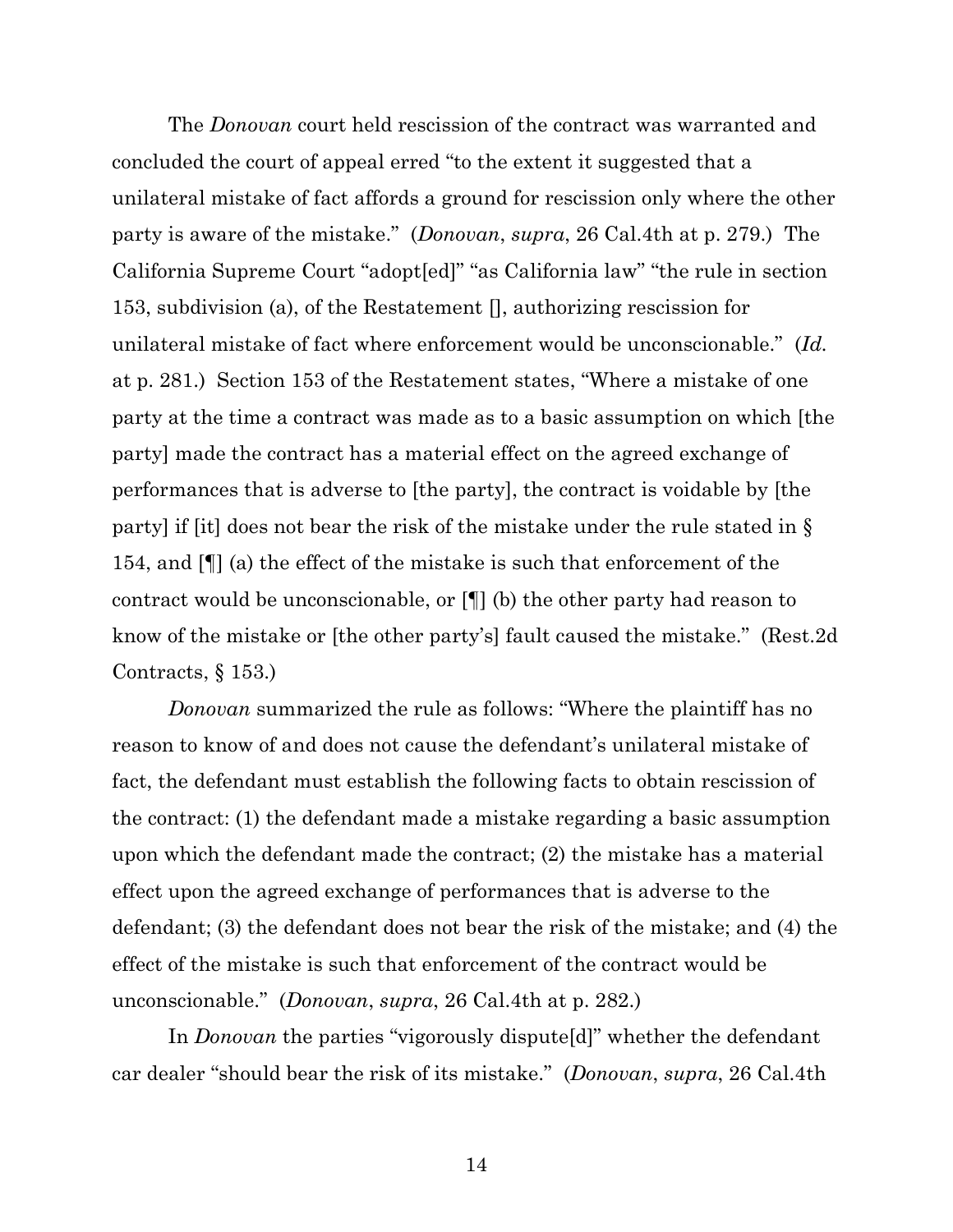The *Donovan* court held rescission of the contract was warranted and concluded the court of appeal erred "to the extent it suggested that a unilateral mistake of fact affords a ground for rescission only where the other party is aware of the mistake." (*Donovan*, *supra*, 26 Cal.4th at p. 279.) The California Supreme Court "adopt[ed]" "as California law" "the rule in section 153, subdivision (a), of the Restatement [], authorizing rescission for unilateral mistake of fact where enforcement would be unconscionable." (*Id.* at p. 281.) Section 153 of the Restatement states, "Where a mistake of one party at the time a contract was made as to a basic assumption on which [the party] made the contract has a material effect on the agreed exchange of performances that is adverse to [the party], the contract is voidable by [the party] if [it] does not bear the risk of the mistake under the rule stated in § 154, and [¶] (a) the effect of the mistake is such that enforcement of the contract would be unconscionable, or [¶] (b) the other party had reason to know of the mistake or [the other party's] fault caused the mistake." (Rest.2d Contracts, § 153.)

*Donovan* summarized the rule as follows: "Where the plaintiff has no reason to know of and does not cause the defendant's unilateral mistake of fact, the defendant must establish the following facts to obtain rescission of the contract: (1) the defendant made a mistake regarding a basic assumption upon which the defendant made the contract; (2) the mistake has a material effect upon the agreed exchange of performances that is adverse to the defendant; (3) the defendant does not bear the risk of the mistake; and (4) the effect of the mistake is such that enforcement of the contract would be unconscionable." (*Donovan*, *supra*, 26 Cal.4th at p. 282.)

In *Donovan* the parties "vigorously dispute[d]" whether the defendant car dealer "should bear the risk of its mistake." (*Donovan*, *supra*, 26 Cal.4th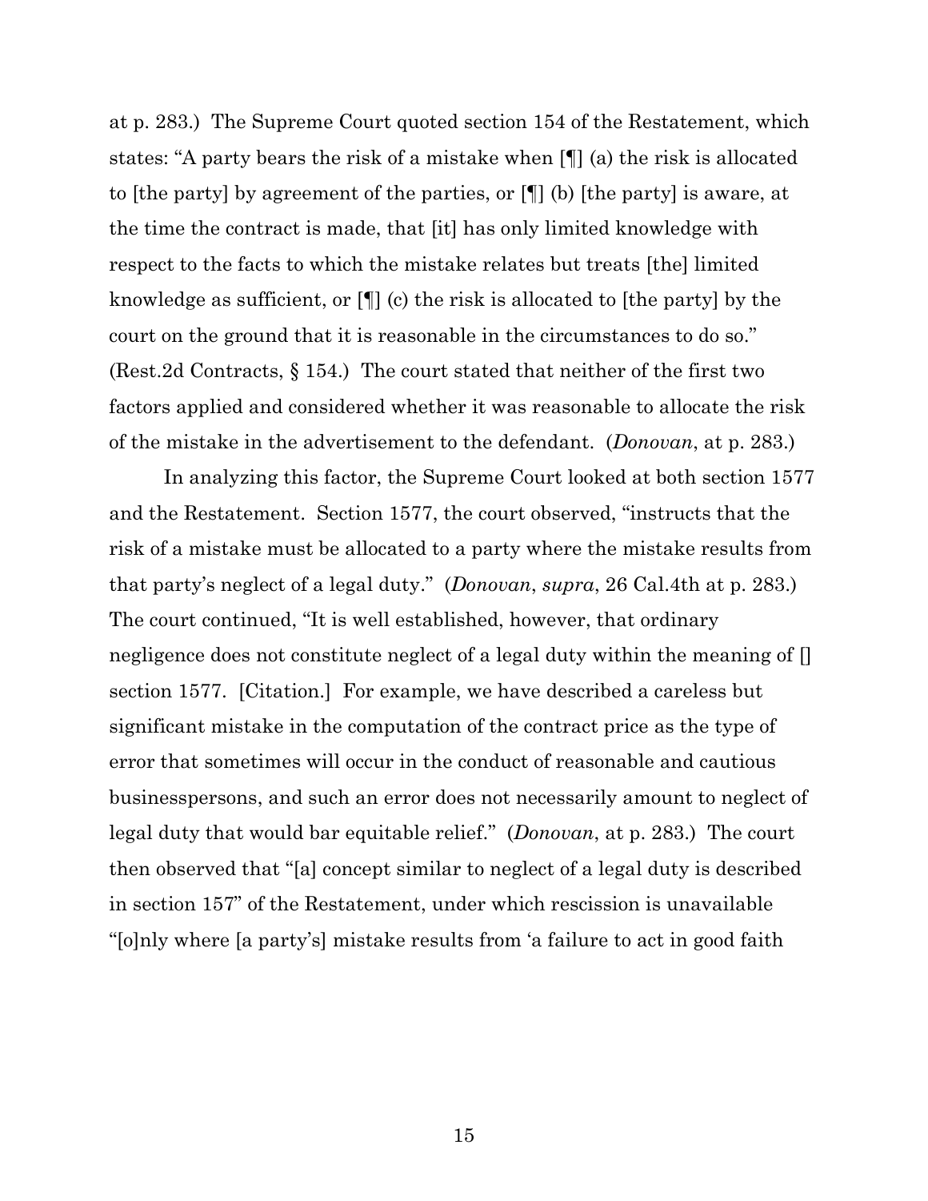at p. 283.) The Supreme Court quoted section 154 of the Restatement, which states: "A party bears the risk of a mistake when [¶] (a) the risk is allocated to [the party] by agreement of the parties, or [¶] (b) [the party] is aware, at the time the contract is made, that [it] has only limited knowledge with respect to the facts to which the mistake relates but treats [the] limited knowledge as sufficient, or [¶] (c) the risk is allocated to [the party] by the court on the ground that it is reasonable in the circumstances to do so." (Rest.2d Contracts, § 154.) The court stated that neither of the first two factors applied and considered whether it was reasonable to allocate the risk of the mistake in the advertisement to the defendant. (*Donovan*, at p. 283.)

In analyzing this factor, the Supreme Court looked at both section 1577 and the Restatement. Section 1577, the court observed, "instructs that the risk of a mistake must be allocated to a party where the mistake results from that party's neglect of a legal duty." (*Donovan*, *supra*, 26 Cal.4th at p. 283.) The court continued, "It is well established, however, that ordinary negligence does not constitute neglect of a legal duty within the meaning of [] section 1577. [Citation.] For example, we have described a careless but significant mistake in the computation of the contract price as the type of error that sometimes will occur in the conduct of reasonable and cautious businesspersons, and such an error does not necessarily amount to neglect of legal duty that would bar equitable relief." (*Donovan*, at p. 283.) The court then observed that "[a] concept similar to neglect of a legal duty is described in section 157" of the Restatement, under which rescission is unavailable "[o]nly where [a party's] mistake results from 'a failure to act in good faith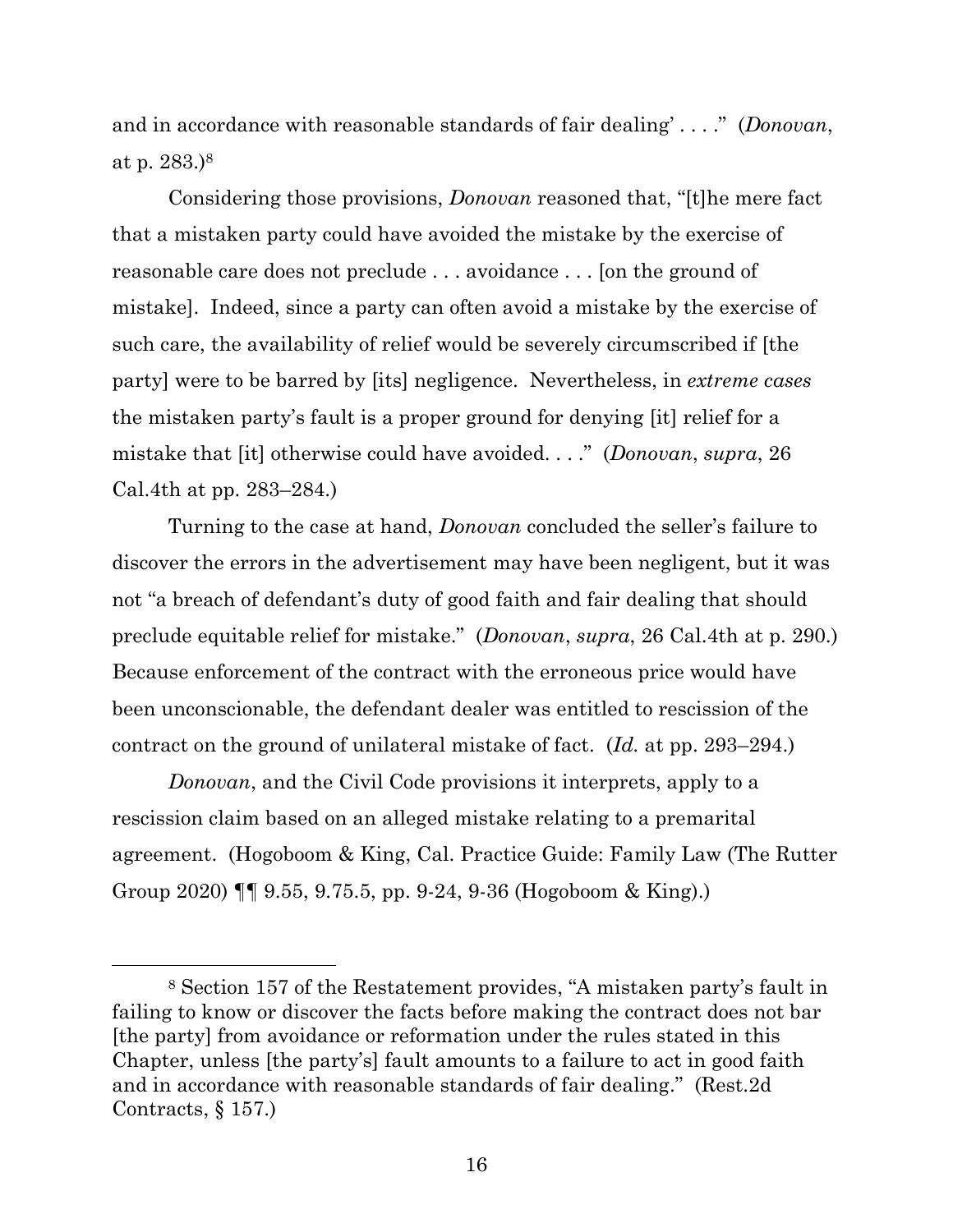and in accordance with reasonable standards of fair dealing' . . . ." (*Donovan*, at p. 283.)[8]

Considering those provisions, *Donovan* reasoned that, "[t]he mere fact that a mistaken party could have avoided the mistake by the exercise of reasonable care does not preclude . . . avoidance . . . [on the ground of mistake]. Indeed, since a party can often avoid a mistake by the exercise of such care, the availability of relief would be severely circumscribed if [the party] were to be barred by [its] negligence. Nevertheless, in *extreme cases* the mistaken party's fault is a proper ground for denying [it] relief for a mistake that [it] otherwise could have avoided. . . ." (*Donovan*, *supra*, 26 Cal.4th at pp. 283–284.)

Turning to the case at hand, *Donovan* concluded the seller's failure to discover the errors in the advertisement may have been negligent, but it was not "a breach of defendant's duty of good faith and fair dealing that should preclude equitable relief for mistake." (*Donovan*, *supra*, 26 Cal.4th at p. 290.) Because enforcement of the contract with the erroneous price would have been unconscionable, the defendant dealer was entitled to rescission of the contract on the ground of unilateral mistake of fact. (*Id.* at pp. 293–294.)

*Donovan*, and the Civil Code provisions it interprets, apply to a rescission claim based on an alleged mistake relating to a premarital agreement. (Hogoboom & King, Cal. Practice Guide: Family Law (The Rutter Group 2020) ¶¶ 9.55, 9.75.5, pp. 9-24, 9-36 (Hogoboom & King).)

---

[8] Section 157 of the Restatement provides, "A mistaken party's fault in failing to know or discover the facts before making the contract does not bar [the party] from avoidance or reformation under the rules stated in this Chapter, unless [the party's] fault amounts to a failure to act in good faith and in accordance with reasonable standards of fair dealing." (Rest.2d Contracts, § 157.)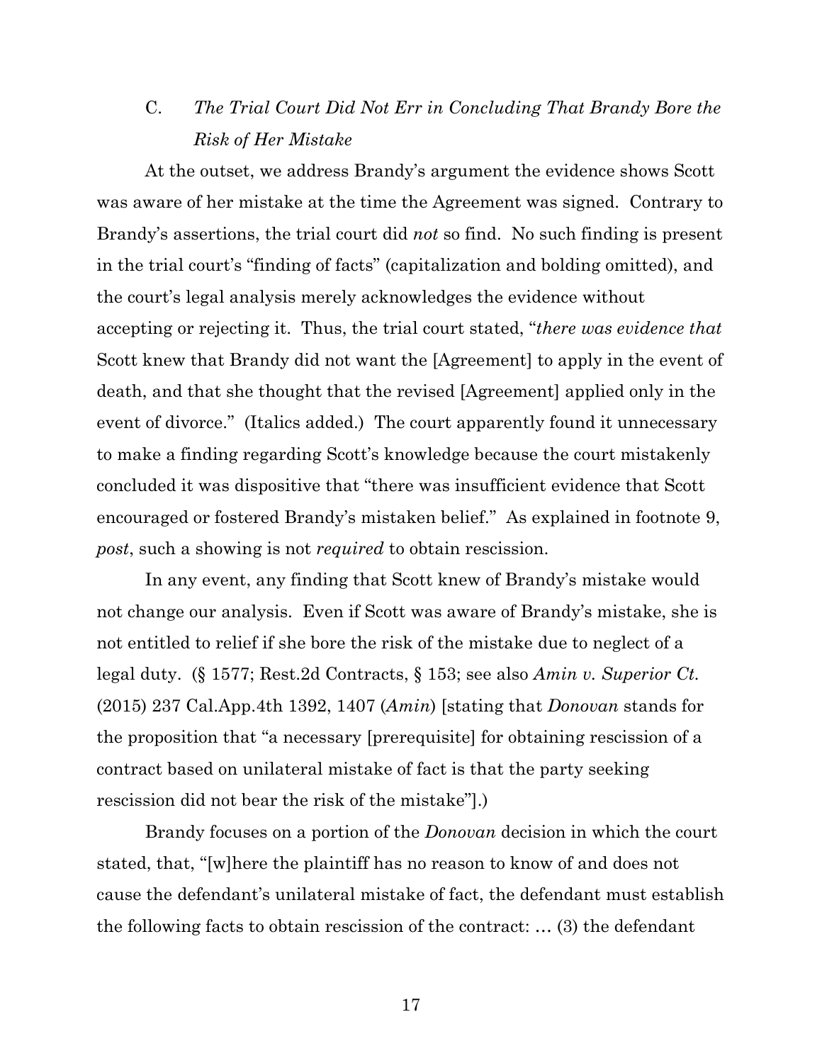### C. *The Trial Court Did Not Err in Concluding That Brandy Bore the Risk of Her Mistake*

At the outset, we address Brandy's argument the evidence shows Scott was aware of her mistake at the time the Agreement was signed. Contrary to Brandy's assertions, the trial court did *not* so find. No such finding is present in the trial court's "finding of facts" (capitalization and bolding omitted), and the court's legal analysis merely acknowledges the evidence without accepting or rejecting it. Thus, the trial court stated, "*there was evidence that* Scott knew that Brandy did not want the [Agreement] to apply in the event of death, and that she thought that the revised [Agreement] applied only in the event of divorce." (Italics added.) The court apparently found it unnecessary to make a finding regarding Scott's knowledge because the court mistakenly concluded it was dispositive that "there was insufficient evidence that Scott encouraged or fostered Brandy's mistaken belief." As explained in footnote 9, *post*, such a showing is not *required* to obtain rescission.

In any event, any finding that Scott knew of Brandy's mistake would not change our analysis. Even if Scott was aware of Brandy's mistake, she is not entitled to relief if she bore the risk of the mistake due to neglect of a legal duty. (§ 1577; Rest.2d Contracts, § 153; see also *Amin v. Superior Ct.* (2015) 237 Cal.App.4th 1392, 1407 (*Amin*) [stating that *Donovan* stands for the proposition that "a necessary [prerequisite] for obtaining rescission of a contract based on unilateral mistake of fact is that the party seeking rescission did not bear the risk of the mistake"].)

Brandy focuses on a portion of the *Donovan* decision in which the court stated, that, "[w]here the plaintiff has no reason to know of and does not cause the defendant's unilateral mistake of fact, the defendant must establish the following facts to obtain rescission of the contract: … (3) the defendant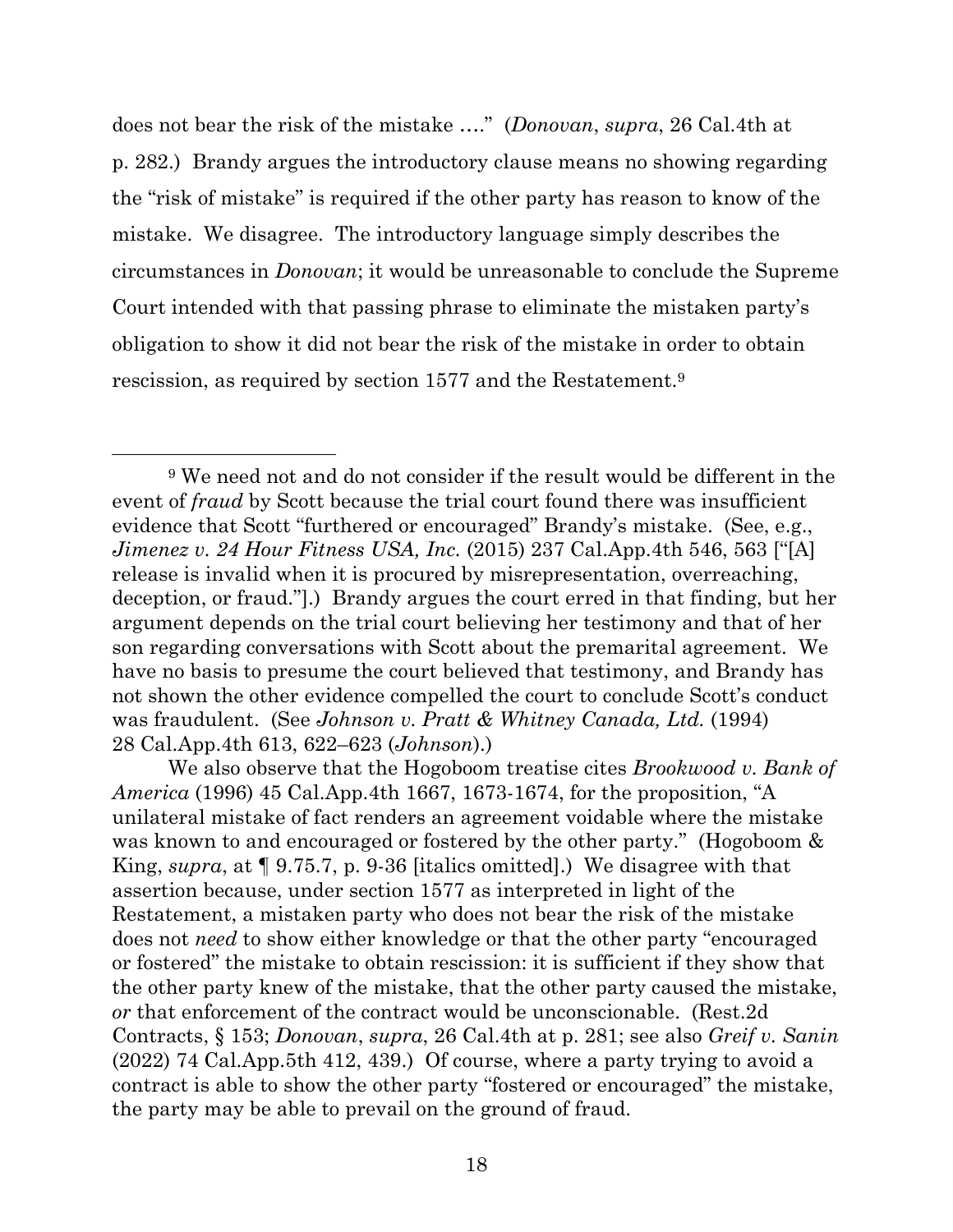does not bear the risk of the mistake …." (*Donovan*, *supra*, 26 Cal.4th at p. 282.) Brandy argues the introductory clause means no showing regarding the "risk of mistake" is required if the other party has reason to know of the mistake. We disagree. The introductory language simply describes the circumstances in *Donovan*; it would be unreasonable to conclude the Supreme Court intended with that passing phrase to eliminate the mistaken party's obligation to show it did not bear the risk of the mistake in order to obtain rescission, as required by section 1577 and the Restatement.[9]

---

[9] We need not and do not consider if the result would be different in the event of *fraud* by Scott because the trial court found there was insufficient evidence that Scott "furthered or encouraged" Brandy's mistake. (See, e.g., *Jimenez v. 24 Hour Fitness USA, Inc.* (2015) 237 Cal.App.4th 546, 563 ["[A] release is invalid when it is procured by misrepresentation, overreaching, deception, or fraud."].) Brandy argues the court erred in that finding, but her argument depends on the trial court believing her testimony and that of her son regarding conversations with Scott about the premarital agreement. We have no basis to presume the court believed that testimony, and Brandy has not shown the other evidence compelled the court to conclude Scott's conduct was fraudulent. (See *Johnson v. Pratt & Whitney Canada, Ltd.* (1994) 28 Cal.App.4th 613, 622–623 (*Johnson*).)

We also observe that the Hogoboom treatise cites *Brookwood v. Bank of America* (1996) 45 Cal.App.4th 1667, 1673-1674, for the proposition, "A unilateral mistake of fact renders an agreement voidable where the mistake was known to and encouraged or fostered by the other party." (Hogoboom & King, *supra*, at ¶ 9.75.7, p. 9-36 [italics omitted].) We disagree with that assertion because, under section 1577 as interpreted in light of the Restatement, a mistaken party who does not bear the risk of the mistake does not *need* to show either knowledge or that the other party "encouraged or fostered" the mistake to obtain rescission: it is sufficient if they show that the other party knew of the mistake, that the other party caused the mistake, *or* that enforcement of the contract would be unconscionable. (Rest.2d Contracts, § 153; *Donovan*, *supra*, 26 Cal.4th at p. 281; see also *Greif v. Sanin* (2022) 74 Cal.App.5th 412, 439.) Of course, where a party trying to avoid a contract is able to show the other party "fostered or encouraged" the mistake, the party may be able to prevail on the ground of fraud.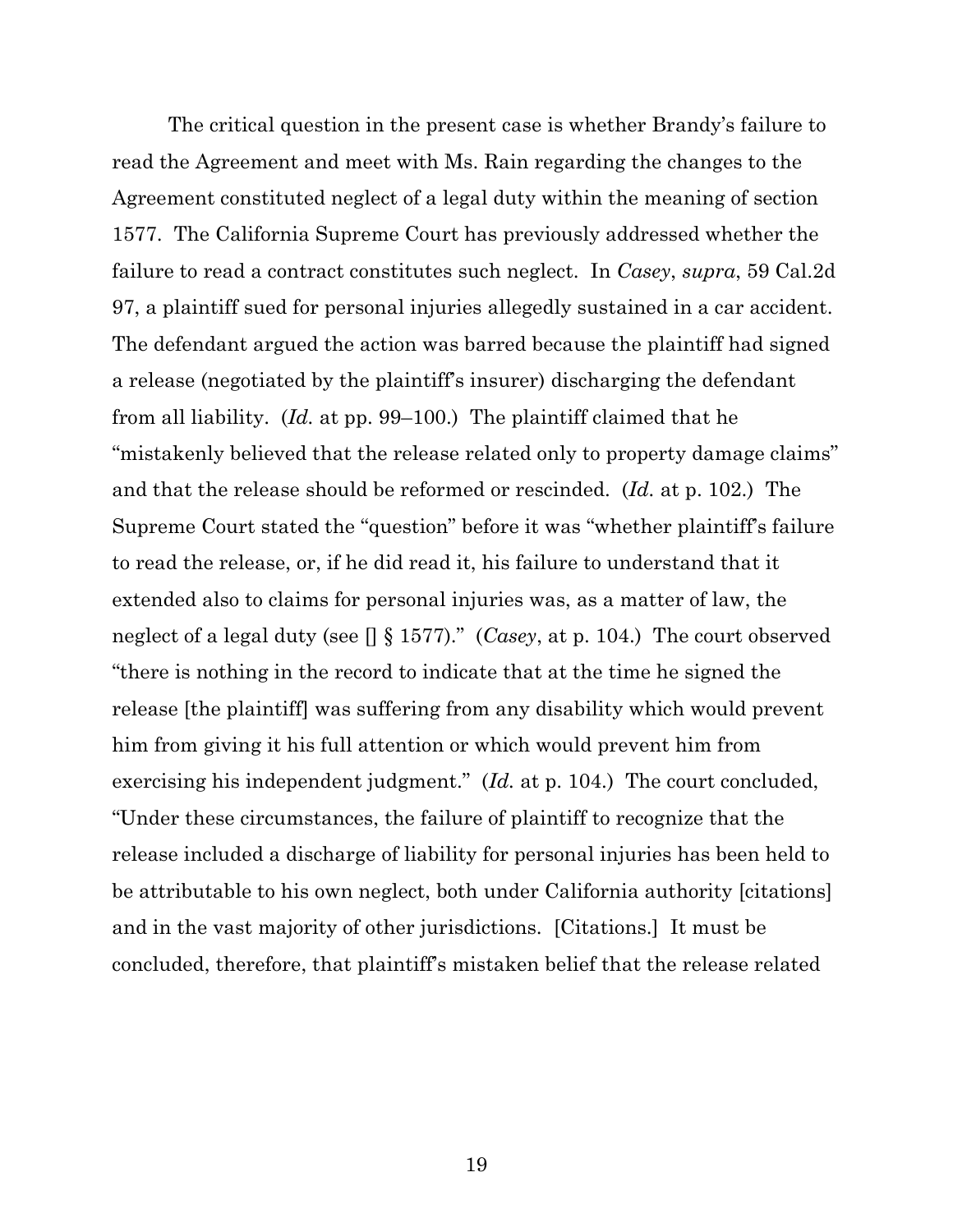The critical question in the present case is whether Brandy's failure to read the Agreement and meet with Ms. Rain regarding the changes to the Agreement constituted neglect of a legal duty within the meaning of section 1577. The California Supreme Court has previously addressed whether the failure to read a contract constitutes such neglect. In *Casey*, *supra*, 59 Cal.2d 97, a plaintiff sued for personal injuries allegedly sustained in a car accident. The defendant argued the action was barred because the plaintiff had signed a release (negotiated by the plaintiff's insurer) discharging the defendant from all liability. (*Id.* at pp. 99–100.) The plaintiff claimed that he "mistakenly believed that the release related only to property damage claims" and that the release should be reformed or rescinded. (*Id.* at p. 102.) The Supreme Court stated the "question" before it was "whether plaintiff's failure to read the release, or, if he did read it, his failure to understand that it extended also to claims for personal injuries was, as a matter of law, the neglect of a legal duty (see [] § 1577)." (*Casey*, at p. 104.) The court observed "there is nothing in the record to indicate that at the time he signed the release [the plaintiff] was suffering from any disability which would prevent him from giving it his full attention or which would prevent him from exercising his independent judgment." (*Id.* at p. 104.) The court concluded, "Under these circumstances, the failure of plaintiff to recognize that the release included a discharge of liability for personal injuries has been held to be attributable to his own neglect, both under California authority [citations] and in the vast majority of other jurisdictions. [Citations.] It must be concluded, therefore, that plaintiff's mistaken belief that the release related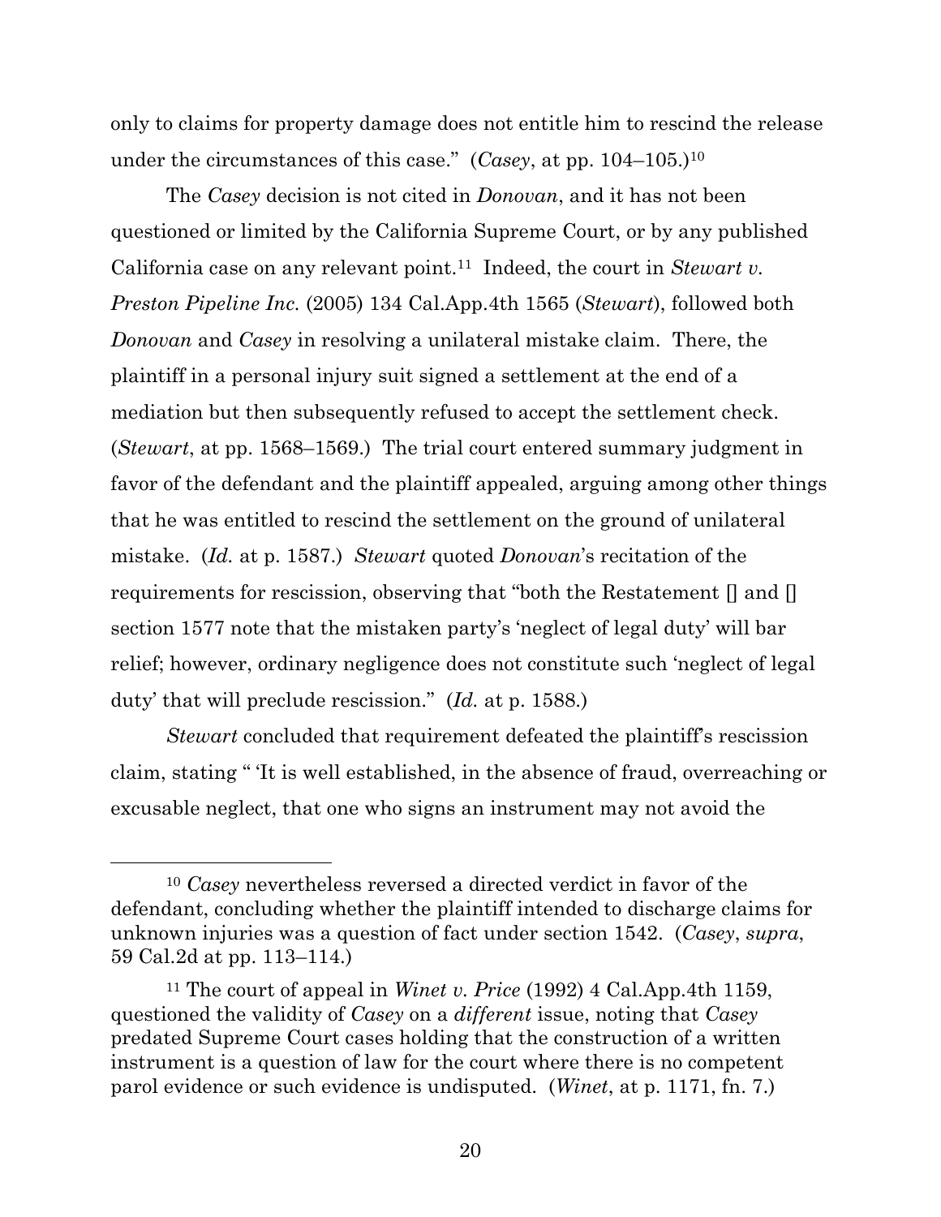only to claims for property damage does not entitle him to rescind the release under the circumstances of this case." (*Casey*, at pp. 104–105.)[10]

The *Casey* decision is not cited in *Donovan*, and it has not been questioned or limited by the California Supreme Court, or by any published California case on any relevant point.[11] Indeed, the court in *Stewart v. Preston Pipeline Inc.* (2005) 134 Cal.App.4th 1565 (*Stewart*), followed both *Donovan* and *Casey* in resolving a unilateral mistake claim. There, the plaintiff in a personal injury suit signed a settlement at the end of a mediation but then subsequently refused to accept the settlement check. (*Stewart*, at pp. 1568–1569.) The trial court entered summary judgment in favor of the defendant and the plaintiff appealed, arguing among other things that he was entitled to rescind the settlement on the ground of unilateral mistake. (*Id.* at p. 1587.) *Stewart* quoted *Donovan*'s recitation of the requirements for rescission, observing that "both the Restatement [] and [] section 1577 note that the mistaken party's 'neglect of legal duty' will bar relief; however, ordinary negligence does not constitute such 'neglect of legal duty' that will preclude rescission." (*Id.* at p. 1588.)

*Stewart* concluded that requirement defeated the plaintiff's rescission claim, stating " 'It is well established, in the absence of fraud, overreaching or excusable neglect, that one who signs an instrument may not avoid the

---

[10] *Casey* nevertheless reversed a directed verdict in favor of the defendant, concluding whether the plaintiff intended to discharge claims for unknown injuries was a question of fact under section 1542. (*Casey*, *supra*, 59 Cal.2d at pp. 113–114.)

[11] The court of appeal in *Winet v. Price* (1992) 4 Cal.App.4th 1159, questioned the validity of *Casey* on a *different* issue, noting that *Casey* predated Supreme Court cases holding that the construction of a written instrument is a question of law for the court where there is no competent parol evidence or such evidence is undisputed. (*Winet*, at p. 1171, fn. 7.)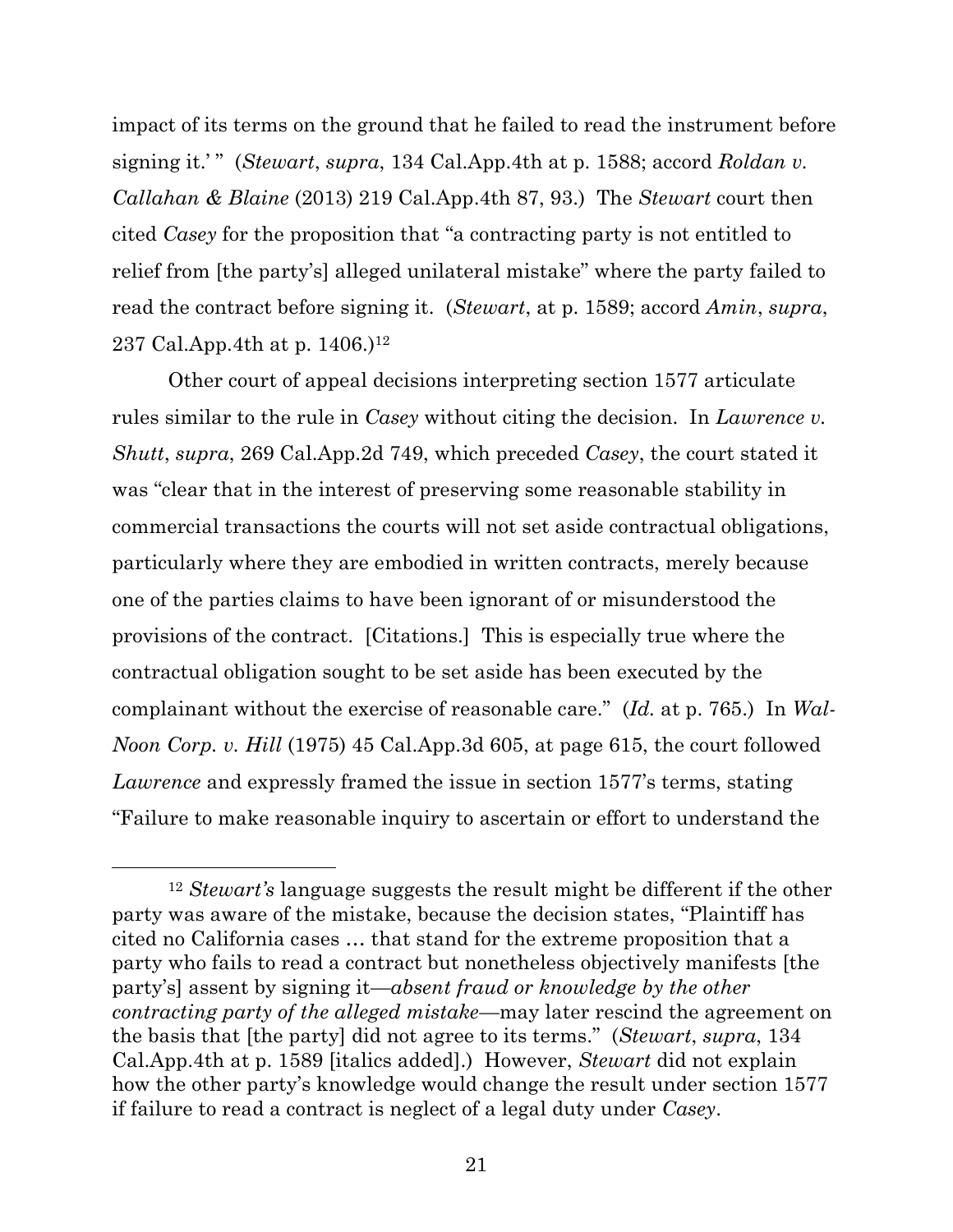impact of its terms on the ground that he failed to read the instrument before signing it.' " (*Stewart*, *supra*, 134 Cal.App.4th at p. 1588; accord *Roldan v. Callahan & Blaine* (2013) 219 Cal.App.4th 87, 93.) The *Stewart* court then cited *Casey* for the proposition that "a contracting party is not entitled to relief from [the party's] alleged unilateral mistake" where the party failed to read the contract before signing it. (*Stewart*, at p. 1589; accord *Amin*, *supra*, 237 Cal.App.4th at p. 1406.)[12]

Other court of appeal decisions interpreting section 1577 articulate rules similar to the rule in *Casey* without citing the decision. In *Lawrence v. Shutt*, *supra*, 269 Cal.App.2d 749, which preceded *Casey*, the court stated it was "clear that in the interest of preserving some reasonable stability in commercial transactions the courts will not set aside contractual obligations, particularly where they are embodied in written contracts, merely because one of the parties claims to have been ignorant of or misunderstood the provisions of the contract. [Citations.] This is especially true where the contractual obligation sought to be set aside has been executed by the complainant without the exercise of reasonable care." (*Id.* at p. 765.) In *Wal-Noon Corp. v. Hill* (1975) 45 Cal.App.3d 605, at page 615, the court followed *Lawrence* and expressly framed the issue in section 1577's terms, stating "Failure to make reasonable inquiry to ascertain or effort to understand the

---

[12] *Stewart's* language suggests the result might be different if the other party was aware of the mistake, because the decision states, "Plaintiff has cited no California cases … that stand for the extreme proposition that a party who fails to read a contract but nonetheless objectively manifests [the party's] assent by signing it—*absent fraud or knowledge by the other contracting party of the alleged mistake*—may later rescind the agreement on the basis that [the party] did not agree to its terms." (*Stewart*, *supra*, 134 Cal.App.4th at p. 1589 [italics added].) However, *Stewart* did not explain how the other party's knowledge would change the result under section 1577 if failure to read a contract is neglect of a legal duty under *Casey*.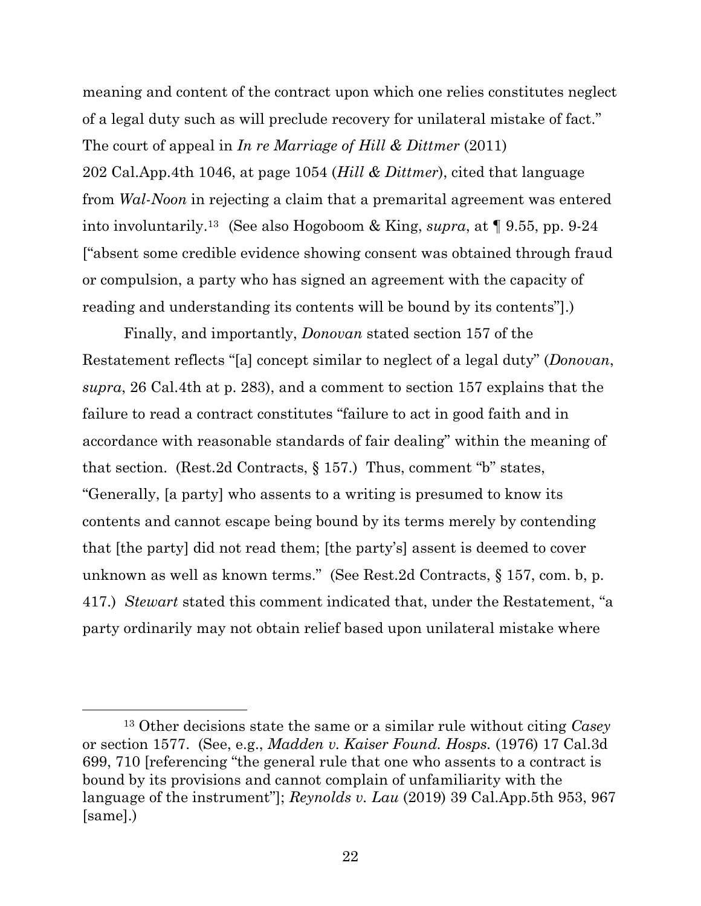meaning and content of the contract upon which one relies constitutes neglect of a legal duty such as will preclude recovery for unilateral mistake of fact." The court of appeal in *In re Marriage of Hill & Dittmer* (2011) 202 Cal.App.4th 1046, at page 1054 (*Hill & Dittmer*), cited that language from *Wal-Noon* in rejecting a claim that a premarital agreement was entered into involuntarily.[13] (See also Hogoboom & King, *supra*, at ¶ 9.55, pp. 9-24 ["absent some credible evidence showing consent was obtained through fraud or compulsion, a party who has signed an agreement with the capacity of reading and understanding its contents will be bound by its contents"].)

Finally, and importantly, *Donovan* stated section 157 of the Restatement reflects "[a] concept similar to neglect of a legal duty" (*Donovan*, *supra*, 26 Cal.4th at p. 283), and a comment to section 157 explains that the failure to read a contract constitutes "failure to act in good faith and in accordance with reasonable standards of fair dealing" within the meaning of that section. (Rest.2d Contracts, § 157.) Thus, comment "b" states, "Generally, [a party] who assents to a writing is presumed to know its contents and cannot escape being bound by its terms merely by contending that [the party] did not read them; [the party's] assent is deemed to cover unknown as well as known terms." (See Rest.2d Contracts, § 157, com. b, p. 417.) *Stewart* stated this comment indicated that, under the Restatement, "a party ordinarily may not obtain relief based upon unilateral mistake where

---

[13] Other decisions state the same or a similar rule without citing *Casey* or section 1577. (See, e.g., *Madden v. Kaiser Found. Hosps.* (1976) 17 Cal.3d 699, 710 [referencing "the general rule that one who assents to a contract is bound by its provisions and cannot complain of unfamiliarity with the language of the instrument"]; *Reynolds v. Lau* (2019) 39 Cal.App.5th 953, 967 [same].)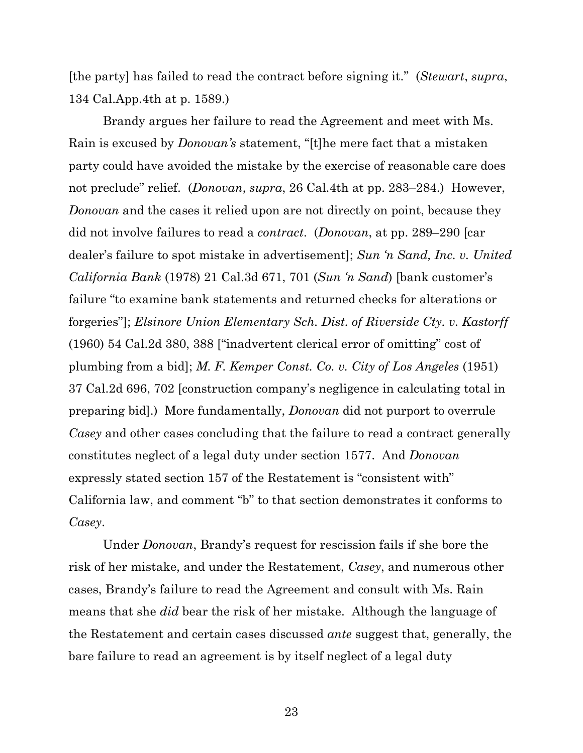[the party] has failed to read the contract before signing it." (*Stewart*, *supra*, 134 Cal.App.4th at p. 1589.)

Brandy argues her failure to read the Agreement and meet with Ms. Rain is excused by *Donovan's* statement, "[t]he mere fact that a mistaken party could have avoided the mistake by the exercise of reasonable care does not preclude" relief. (*Donovan*, *supra*, 26 Cal.4th at pp. 283–284.) However, *Donovan* and the cases it relied upon are not directly on point, because they did not involve failures to read a *contract*. (*Donovan*, at pp. 289–290 [car dealer's failure to spot mistake in advertisement]; *Sun 'n Sand, Inc. v. United California Bank* (1978) 21 Cal.3d 671, 701 (*Sun 'n Sand*) [bank customer's failure "to examine bank statements and returned checks for alterations or forgeries"]; *Elsinore Union Elementary Sch. Dist. of Riverside Cty. v. Kastorff* (1960) 54 Cal.2d 380, 388 ["inadvertent clerical error of omitting" cost of plumbing from a bid]; *M. F. Kemper Const. Co. v. City of Los Angeles* (1951) 37 Cal.2d 696, 702 [construction company's negligence in calculating total in preparing bid].) More fundamentally, *Donovan* did not purport to overrule *Casey* and other cases concluding that the failure to read a contract generally constitutes neglect of a legal duty under section 1577. And *Donovan* expressly stated section 157 of the Restatement is "consistent with" California law, and comment "b" to that section demonstrates it conforms to *Casey*.

Under *Donovan*, Brandy's request for rescission fails if she bore the risk of her mistake, and under the Restatement, *Casey*, and numerous other cases, Brandy's failure to read the Agreement and consult with Ms. Rain means that she *did* bear the risk of her mistake. Although the language of the Restatement and certain cases discussed *ante* suggest that, generally, the bare failure to read an agreement is by itself neglect of a legal duty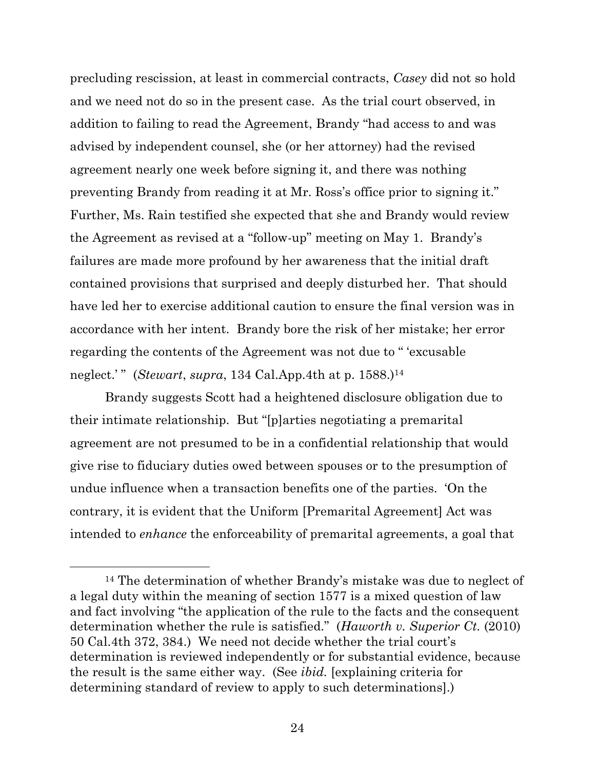precluding rescission, at least in commercial contracts, *Casey* did not so hold and we need not do so in the present case. As the trial court observed, in addition to failing to read the Agreement, Brandy "had access to and was advised by independent counsel, she (or her attorney) had the revised agreement nearly one week before signing it, and there was nothing preventing Brandy from reading it at Mr. Ross's office prior to signing it." Further, Ms. Rain testified she expected that she and Brandy would review the Agreement as revised at a "follow-up" meeting on May 1. Brandy's failures are made more profound by her awareness that the initial draft contained provisions that surprised and deeply disturbed her. That should have led her to exercise additional caution to ensure the final version was in accordance with her intent. Brandy bore the risk of her mistake; her error regarding the contents of the Agreement was not due to " 'excusable neglect.' " (*Stewart*, *supra*, 134 Cal.App.4th at p. 1588.)[14]

Brandy suggests Scott had a heightened disclosure obligation due to their intimate relationship. But "[p]arties negotiating a premarital agreement are not presumed to be in a confidential relationship that would give rise to fiduciary duties owed between spouses or to the presumption of undue influence when a transaction benefits one of the parties. 'On the contrary, it is evident that the Uniform [Premarital Agreement] Act was intended to *enhance* the enforceability of premarital agreements, a goal that

---

[14] The determination of whether Brandy's mistake was due to neglect of a legal duty within the meaning of section 1577 is a mixed question of law and fact involving "the application of the rule to the facts and the consequent determination whether the rule is satisfied." (*Haworth v. Superior Ct.* (2010) 50 Cal.4th 372, 384.) We need not decide whether the trial court's determination is reviewed independently or for substantial evidence, because the result is the same either way. (See *ibid.* [explaining criteria for determining standard of review to apply to such determinations].)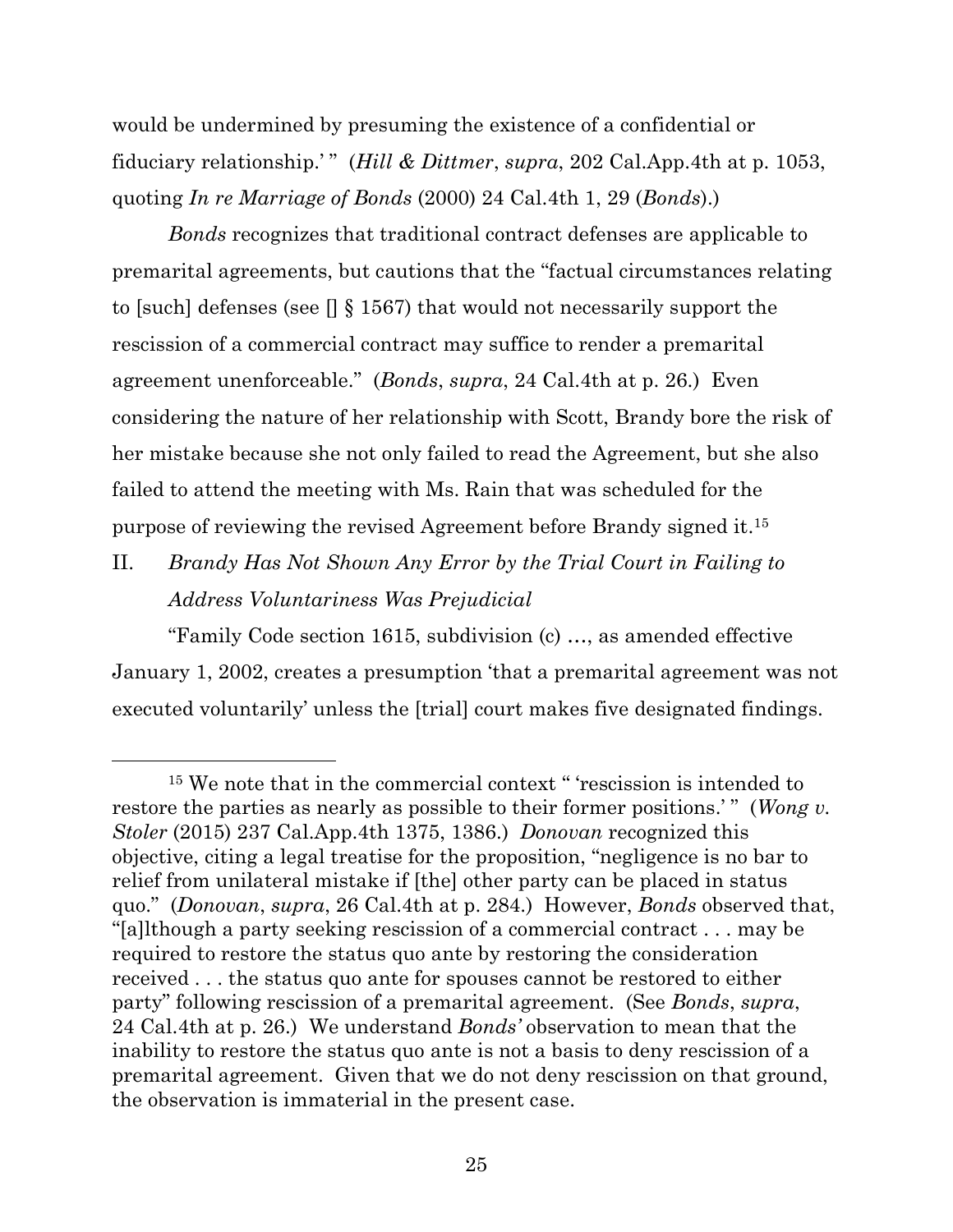would be undermined by presuming the existence of a confidential or fiduciary relationship.' " (*Hill & Dittmer*, *supra*, 202 Cal.App.4th at p. 1053, quoting *In re Marriage of Bonds* (2000) 24 Cal.4th 1, 29 (*Bonds*).)

*Bonds* recognizes that traditional contract defenses are applicable to premarital agreements, but cautions that the "factual circumstances relating to [such] defenses (see [] § 1567) that would not necessarily support the rescission of a commercial contract may suffice to render a premarital agreement unenforceable." (*Bonds*, *supra*, 24 Cal.4th at p. 26.) Even considering the nature of her relationship with Scott, Brandy bore the risk of her mistake because she not only failed to read the Agreement, but she also failed to attend the meeting with Ms. Rain that was scheduled for the purpose of reviewing the revised Agreement before Brandy signed it.[15]

II. *Brandy Has Not Shown Any Error by the Trial Court in Failing to Address Voluntariness Was Prejudicial*

"Family Code section 1615, subdivision (c) …, as amended effective January 1, 2002, creates a presumption 'that a premarital agreement was not executed voluntarily' unless the [trial] court makes five designated findings.

---

[15] We note that in the commercial context " 'rescission is intended to restore the parties as nearly as possible to their former positions.' " (*Wong v. Stoler* (2015) 237 Cal.App.4th 1375, 1386.) *Donovan* recognized this objective, citing a legal treatise for the proposition, "negligence is no bar to relief from unilateral mistake if [the] other party can be placed in status quo." (*Donovan*, *supra*, 26 Cal.4th at p. 284.) However, *Bonds* observed that, "[a]lthough a party seeking rescission of a commercial contract . . . may be required to restore the status quo ante by restoring the consideration received . . . the status quo ante for spouses cannot be restored to either party" following rescission of a premarital agreement. (See *Bonds*, *supra*, 24 Cal.4th at p. 26.) We understand *Bonds'* observation to mean that the inability to restore the status quo ante is not a basis to deny rescission of a premarital agreement. Given that we do not deny rescission on that ground, the observation is immaterial in the present case.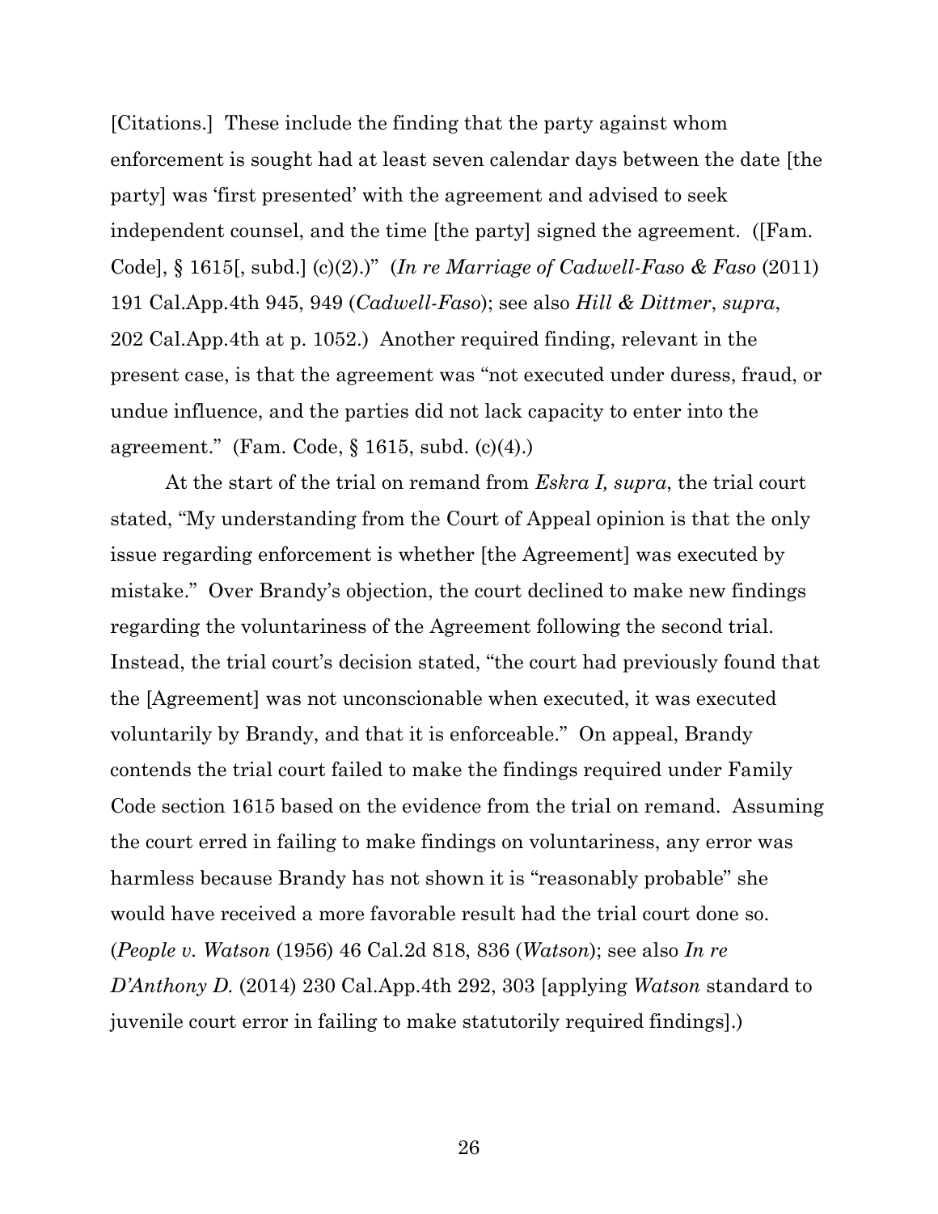[Citations.] These include the finding that the party against whom enforcement is sought had at least seven calendar days between the date [the party] was 'first presented' with the agreement and advised to seek independent counsel, and the time [the party] signed the agreement. ([Fam. Code], § 1615[, subd.] (c)(2).)" (*In re Marriage of Cadwell-Faso & Faso* (2011) 191 Cal.App.4th 945, 949 (*Cadwell-Faso*); see also *Hill & Dittmer*, *supra*, 202 Cal.App.4th at p. 1052.) Another required finding, relevant in the present case, is that the agreement was "not executed under duress, fraud, or undue influence, and the parties did not lack capacity to enter into the agreement." (Fam. Code, § 1615, subd. (c)(4).)

At the start of the trial on remand from *Eskra I, supra*, the trial court stated, "My understanding from the Court of Appeal opinion is that the only issue regarding enforcement is whether [the Agreement] was executed by mistake." Over Brandy's objection, the court declined to make new findings regarding the voluntariness of the Agreement following the second trial. Instead, the trial court's decision stated, "the court had previously found that the [Agreement] was not unconscionable when executed, it was executed voluntarily by Brandy, and that it is enforceable." On appeal, Brandy contends the trial court failed to make the findings required under Family Code section 1615 based on the evidence from the trial on remand. Assuming the court erred in failing to make findings on voluntariness, any error was harmless because Brandy has not shown it is "reasonably probable" she would have received a more favorable result had the trial court done so. (*People v. Watson* (1956) 46 Cal.2d 818, 836 (*Watson*); see also *In re D'Anthony D.* (2014) 230 Cal.App.4th 292, 303 [applying *Watson* standard to juvenile court error in failing to make statutorily required findings].)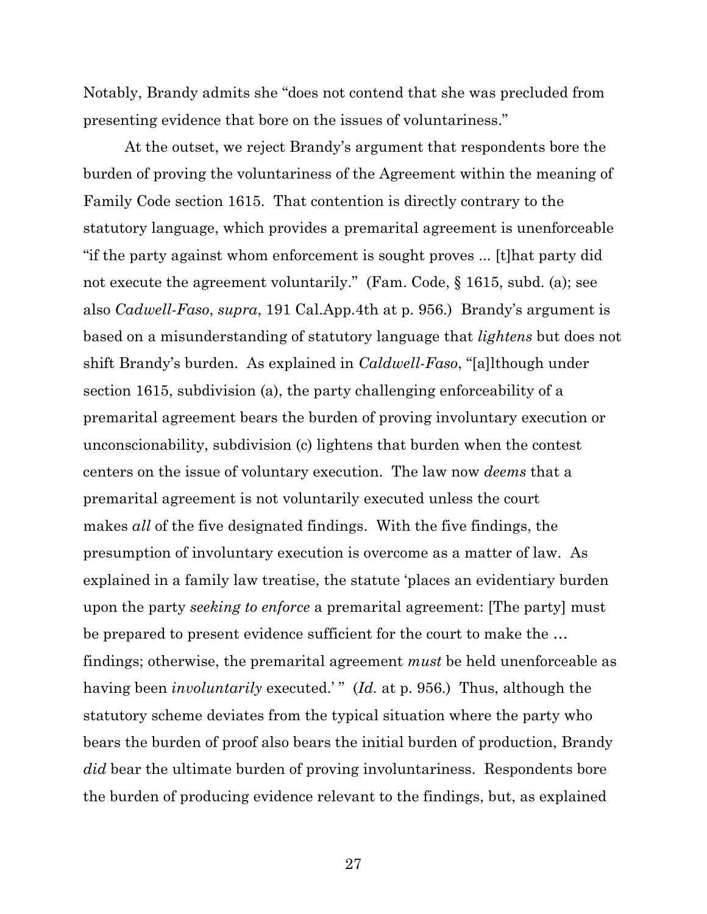Notably, Brandy admits she "does not contend that she was precluded from presenting evidence that bore on the issues of voluntariness."

At the outset, we reject Brandy's argument that respondents bore the burden of proving the voluntariness of the Agreement within the meaning of Family Code section 1615. That contention is directly contrary to the statutory language, which provides a premarital agreement is unenforceable "if the party against whom enforcement is sought proves ... [t]hat party did not execute the agreement voluntarily." (Fam. Code, § 1615, subd. (a); see also *Cadwell-Faso*, *supra*, 191 Cal.App.4th at p. 956.) Brandy's argument is based on a misunderstanding of statutory language that *lightens* but does not shift Brandy's burden. As explained in *Caldwell-Faso*, "[a]lthough under section 1615, subdivision (a), the party challenging enforceability of a premarital agreement bears the burden of proving involuntary execution or unconscionability, subdivision (c) lightens that burden when the contest centers on the issue of voluntary execution. The law now *deems* that a premarital agreement is not voluntarily executed unless the court makes *all* of the five designated findings. With the five findings, the presumption of involuntary execution is overcome as a matter of law. As explained in a family law treatise, the statute 'places an evidentiary burden upon the party *seeking to enforce* a premarital agreement: [The party] must be prepared to present evidence sufficient for the court to make the … findings; otherwise, the premarital agreement *must* be held unenforceable as having been *involuntarily* executed.' " (*Id.* at p. 956.) Thus, although the statutory scheme deviates from the typical situation where the party who bears the burden of proof also bears the initial burden of production, Brandy *did* bear the ultimate burden of proving involuntariness. Respondents bore the burden of producing evidence relevant to the findings, but, as explained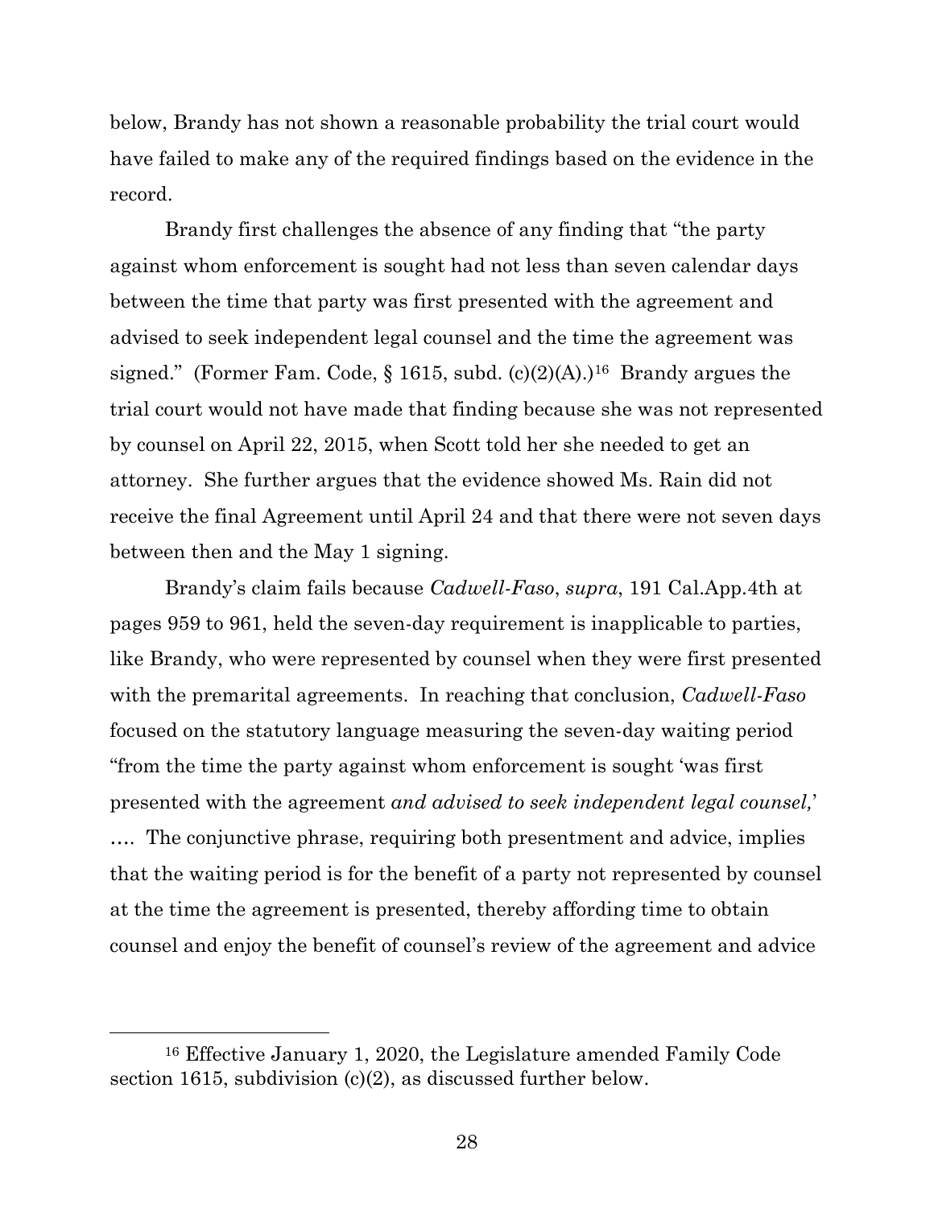below, Brandy has not shown a reasonable probability the trial court would have failed to make any of the required findings based on the evidence in the record.

Brandy first challenges the absence of any finding that "the party against whom enforcement is sought had not less than seven calendar days between the time that party was first presented with the agreement and advised to seek independent legal counsel and the time the agreement was signed." (Former Fam. Code, § 1615, subd. (c)(2)(A).)[16] Brandy argues the trial court would not have made that finding because she was not represented by counsel on April 22, 2015, when Scott told her she needed to get an attorney. She further argues that the evidence showed Ms. Rain did not receive the final Agreement until April 24 and that there were not seven days between then and the May 1 signing.

Brandy's claim fails because *Cadwell-Faso*, *supra*, 191 Cal.App.4th at pages 959 to 961, held the seven-day requirement is inapplicable to parties, like Brandy, who were represented by counsel when they were first presented with the premarital agreements. In reaching that conclusion, *Cadwell-Faso* focused on the statutory language measuring the seven-day waiting period "from the time the party against whom enforcement is sought 'was first presented with the agreement *and advised to seek independent legal counsel,*' …. The conjunctive phrase, requiring both presentment and advice, implies that the waiting period is for the benefit of a party not represented by counsel at the time the agreement is presented, thereby affording time to obtain counsel and enjoy the benefit of counsel's review of the agreement and advice

[16] Effective January 1, 2020, the Legislature amended Family Code section 1615, subdivision (c)(2), as discussed further below.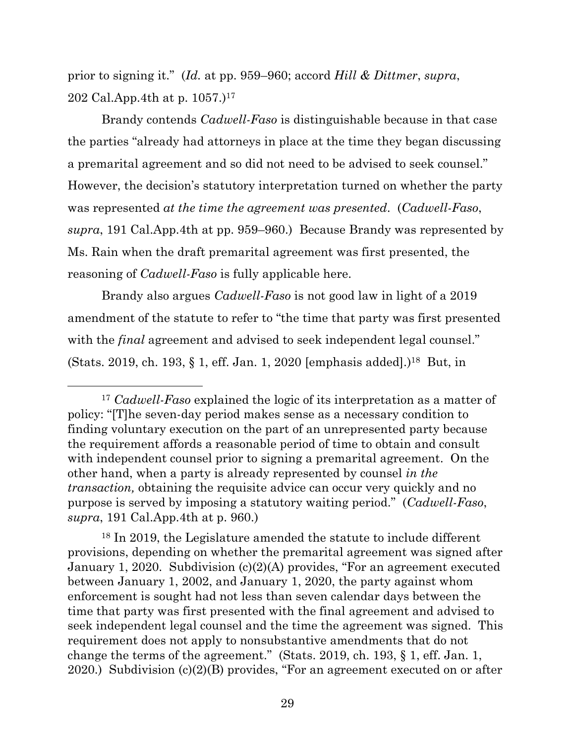prior to signing it." (*Id.* at pp. 959–960; accord *Hill & Dittmer*, *supra*, 202 Cal.App.4th at p. 1057.)[17]

Brandy contends *Cadwell-Faso* is distinguishable because in that case the parties "already had attorneys in place at the time they began discussing a premarital agreement and so did not need to be advised to seek counsel." However, the decision's statutory interpretation turned on whether the party was represented *at the time the agreement was presented*. (*Cadwell-Faso*, *supra*, 191 Cal.App.4th at pp. 959–960.) Because Brandy was represented by Ms. Rain when the draft premarital agreement was first presented, the reasoning of *Cadwell-Faso* is fully applicable here.

Brandy also argues *Cadwell-Faso* is not good law in light of a 2019 amendment of the statute to refer to "the time that party was first presented with the *final* agreement and advised to seek independent legal counsel." (Stats. 2019, ch. 193, § 1, eff. Jan. 1, 2020 [emphasis added].)[18] But, in

---

[17] *Cadwell-Faso* explained the logic of its interpretation as a matter of policy: "[T]he seven-day period makes sense as a necessary condition to finding voluntary execution on the part of an unrepresented party because the requirement affords a reasonable period of time to obtain and consult with independent counsel prior to signing a premarital agreement. On the other hand, when a party is already represented by counsel *in the transaction,* obtaining the requisite advice can occur very quickly and no purpose is served by imposing a statutory waiting period." (*Cadwell-Faso*, *supra*, 191 Cal.App.4th at p. 960.)

[18] In 2019, the Legislature amended the statute to include different provisions, depending on whether the premarital agreement was signed after January 1, 2020. Subdivision (c)(2)(A) provides, "For an agreement executed between January 1, 2002, and January 1, 2020, the party against whom enforcement is sought had not less than seven calendar days between the time that party was first presented with the final agreement and advised to seek independent legal counsel and the time the agreement was signed. This requirement does not apply to nonsubstantive amendments that do not change the terms of the agreement." (Stats. 2019, ch. 193, § 1, eff. Jan. 1, 2020.) Subdivision (c)(2)(B) provides, "For an agreement executed on or after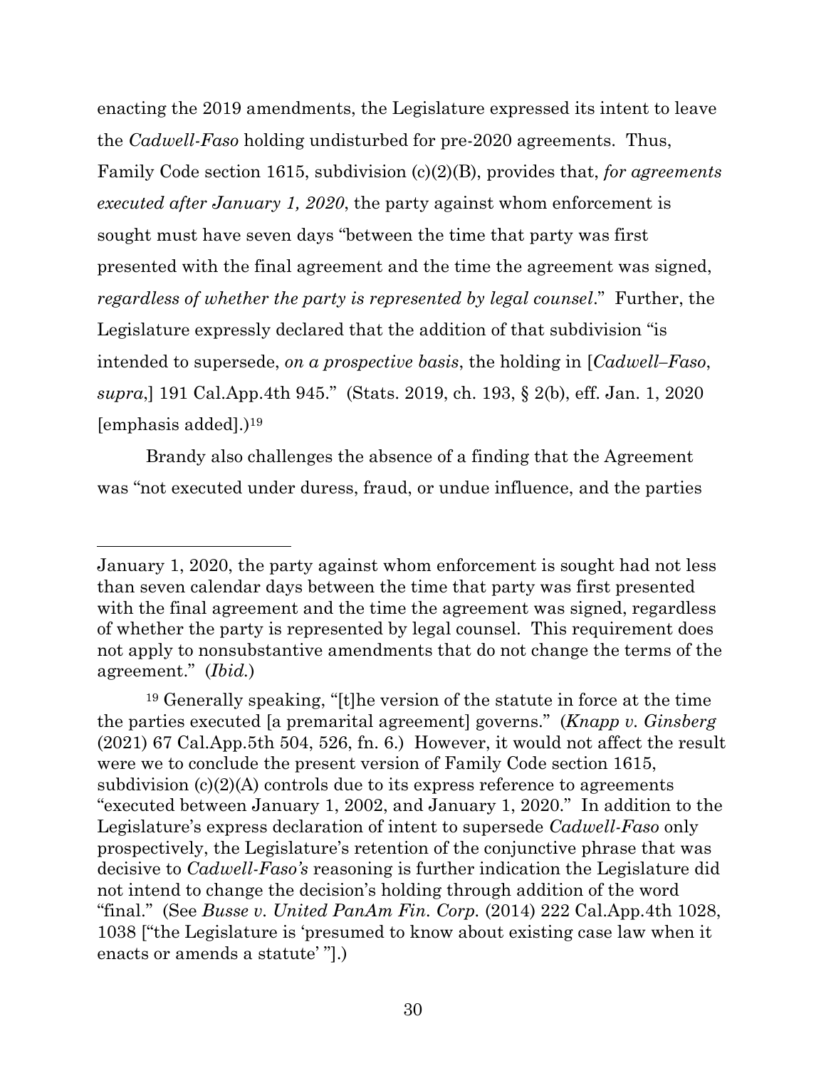enacting the 2019 amendments, the Legislature expressed its intent to leave the *Cadwell-Faso* holding undisturbed for pre-2020 agreements. Thus, Family Code section 1615, subdivision (c)(2)(B), provides that, *for agreements executed after January 1, 2020*, the party against whom enforcement is sought must have seven days "between the time that party was first presented with the final agreement and the time the agreement was signed, *regardless of whether the party is represented by legal counsel*." Further, the Legislature expressly declared that the addition of that subdivision "is intended to supersede, *on a prospective basis*, the holding in [*Cadwell–Faso*, *supra*,] 191 Cal.App.4th 945." (Stats. 2019, ch. 193, § 2(b), eff. Jan. 1, 2020 [emphasis added].)[19]

Brandy also challenges the absence of a finding that the Agreement was "not executed under duress, fraud, or undue influence, and the parties

---

January 1, 2020, the party against whom enforcement is sought had not less than seven calendar days between the time that party was first presented with the final agreement and the time the agreement was signed, regardless of whether the party is represented by legal counsel. This requirement does not apply to nonsubstantive amendments that do not change the terms of the agreement." (*Ibid.*)

[19] Generally speaking, "[t]he version of the statute in force at the time the parties executed [a premarital agreement] governs." (*Knapp v. Ginsberg* (2021) 67 Cal.App.5th 504, 526, fn. 6.) However, it would not affect the result were we to conclude the present version of Family Code section 1615, subdivision (c)(2)(A) controls due to its express reference to agreements "executed between January 1, 2002, and January 1, 2020." In addition to the Legislature's express declaration of intent to supersede *Cadwell-Faso* only prospectively, the Legislature's retention of the conjunctive phrase that was decisive to *Cadwell-Faso's* reasoning is further indication the Legislature did not intend to change the decision's holding through addition of the word "final." (See *Busse v. United PanAm Fin. Corp.* (2014) 222 Cal.App.4th 1028, 1038 ["the Legislature is 'presumed to know about existing case law when it enacts or amends a statute' "].)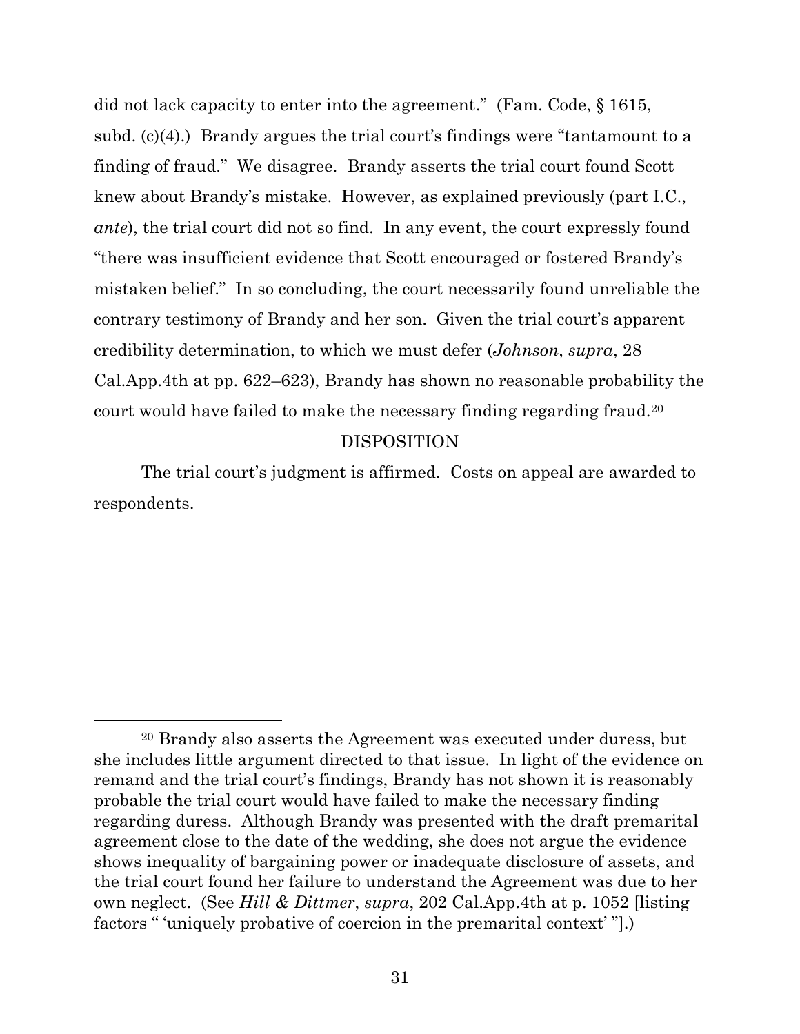did not lack capacity to enter into the agreement." (Fam. Code, § 1615, subd. (c)(4).) Brandy argues the trial court's findings were "tantamount to a finding of fraud." We disagree. Brandy asserts the trial court found Scott knew about Brandy's mistake. However, as explained previously (part I.C., *ante*), the trial court did not so find. In any event, the court expressly found "there was insufficient evidence that Scott encouraged or fostered Brandy's mistaken belief." In so concluding, the court necessarily found unreliable the contrary testimony of Brandy and her son. Given the trial court's apparent credibility determination, to which we must defer (*Johnson*, *supra*, 28 Cal.App.4th at pp. 622–623), Brandy has shown no reasonable probability the court would have failed to make the necessary finding regarding fraud.[20]

DISPOSITION

The trial court's judgment is affirmed. Costs on appeal are awarded to respondents.

---

[20] Brandy also asserts the Agreement was executed under duress, but she includes little argument directed to that issue. In light of the evidence on remand and the trial court's findings, Brandy has not shown it is reasonably probable the trial court would have failed to make the necessary finding regarding duress. Although Brandy was presented with the draft premarital agreement close to the date of the wedding, she does not argue the evidence shows inequality of bargaining power or inadequate disclosure of assets, and the trial court found her failure to understand the Agreement was due to her own neglect. (See *Hill & Dittmer*, *supra*, 202 Cal.App.4th at p. 1052 [listing factors " 'uniquely probative of coercion in the premarital context' "].)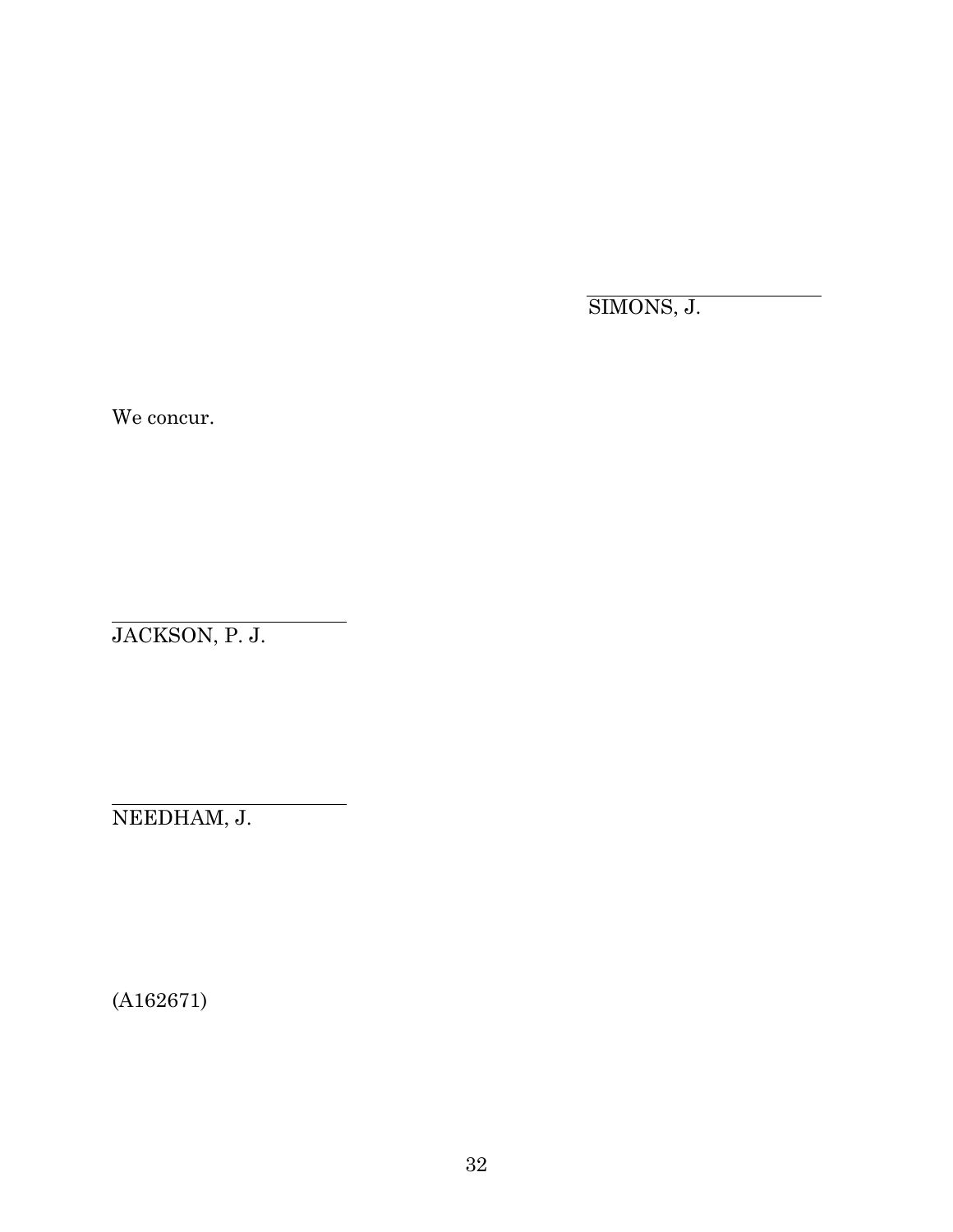SIMONS, J.

We concur.

JACKSON, P. J.

NEEDHAM, J.

(A162671)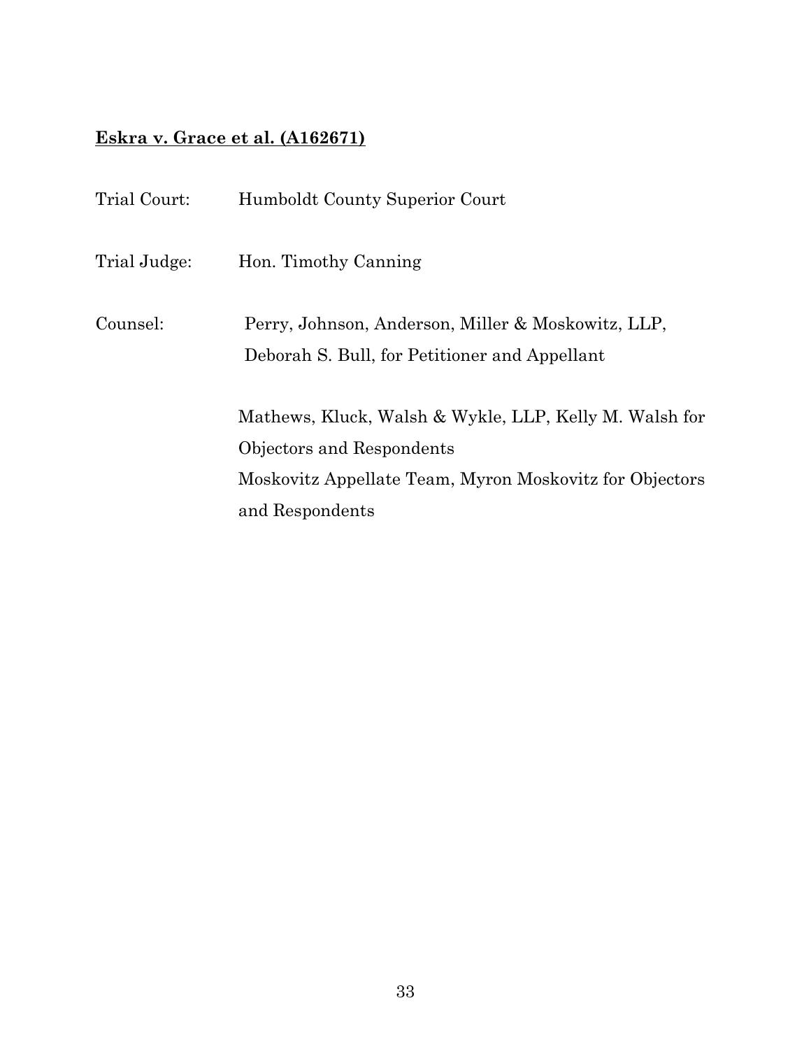**Eskra v. Grace et al. (A162671)**

Trial Court: Humboldt County Superior Court

Trial Judge: Hon. Timothy Canning

Counsel: Perry, Johnson, Anderson, Miller & Moskowitz, LLP, Deborah S. Bull, for Petitioner and Appellant

Mathews, Kluck, Walsh & Wykle, LLP, Kelly M. Walsh for Objectors and Respondents

Moskovitz Appellate Team, Myron Moskovitz for Objectors and Respondents